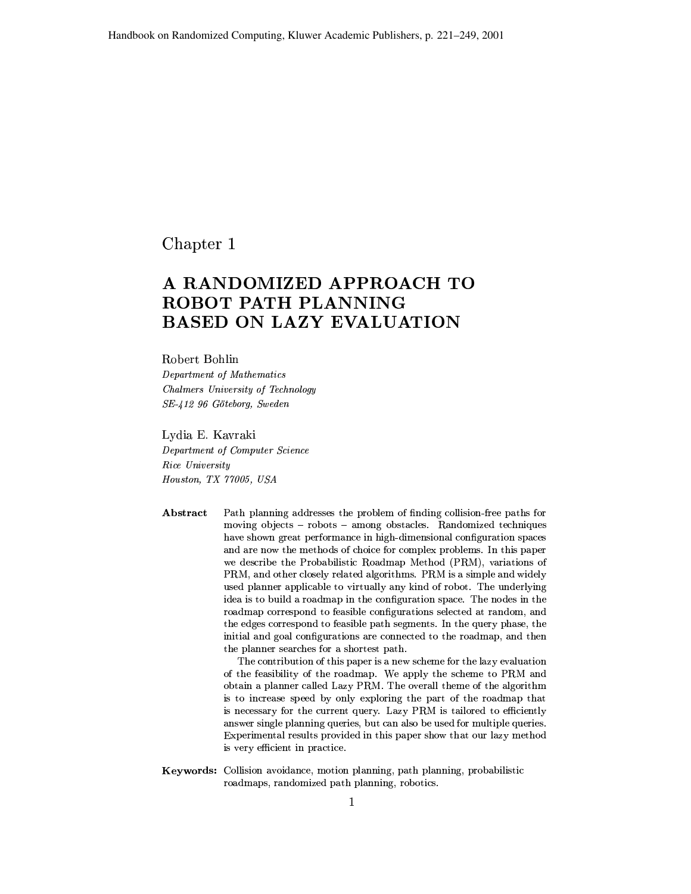Handbook on Randomized Computing, Kluwer Academic Publishers, p. 221–249, 2001

# Chapter 1

# A RANDOMIZED APPROACH TO ROBOT PATH PLANNING BASED ON LAZY EVALUATION

Robert Bohlin
*Department of Mathematics*
*Chalmers University of Technology*
*SE-412 96 Göteborg, Sweden*

Lydia E. Kavraki
*Department of Computer Science*
*Rice University*
*Houston, TX 77005, USA*

**Abstract** Path planning addresses the problem of finding collision-free paths for moving objects – robots – among obstacles. Randomized techniques have shown great performance in high-dimensional configuration spaces and are now the methods of choice for complex problems. In this paper we describe the Probabilistic Roadmap Method (PRM), variations of PRM, and other closely related algorithms. PRM is a simple and widely used planner applicable to virtually any kind of robot. The underlying idea is to build a roadmap in the configuration space. The nodes in the roadmap correspond to feasible configurations selected at random, and the edges correspond to feasible path segments. In the query phase, the initial and goal configurations are connected to the roadmap, and then the planner searches for a shortest path.

The contribution of this paper is a new scheme for the lazy evaluation of the feasibility of the roadmap. We apply the scheme to PRM and obtain a planner called Lazy PRM. The overall theme of the algorithm is to increase speed by only exploring the part of the roadmap that is necessary for the current query. Lazy PRM is tailored to efficiently answer single planning queries, but can also be used for multiple queries. Experimental results provided in this paper show that our lazy method is very efficient in practice.

**Keywords:** Collision avoidance, motion planning, path planning, probabilistic roadmaps, randomized path planning, robotics.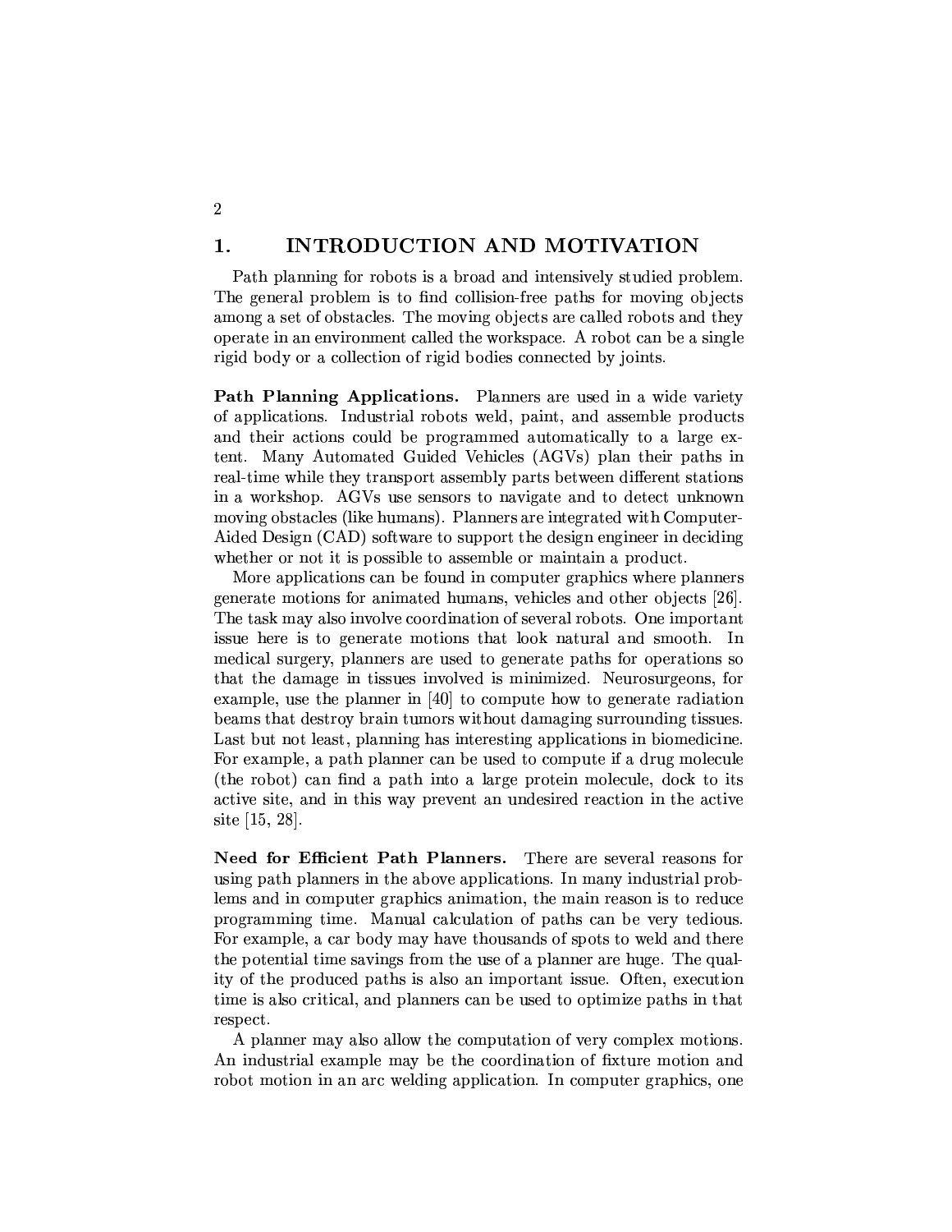## 1. INTRODUCTION AND MOTIVATION

Path planning for robots is a broad and intensively studied problem. The general problem is to find collision-free paths for moving objects among a set of obstacles. The moving objects are called robots and they operate in an environment called the workspace. A robot can be a single rigid body or a collection of rigid bodies connected by joints.

**Path Planning Applications.** Planners are used in a wide variety of applications. Industrial robots weld, paint, and assemble products and their actions could be programmed automatically to a large extent. Many Automated Guided Vehicles (AGVs) plan their paths in real-time while they transport assembly parts between different stations in a workshop. AGVs use sensors to navigate and to detect unknown moving obstacles (like humans). Planners are integrated with Computer-Aided Design (CAD) software to support the design engineer in deciding whether or not it is possible to assemble or maintain a product.

More applications can be found in computer graphics where planners generate motions for animated humans, vehicles and other objects [26]. The task may also involve coordination of several robots. One important issue here is to generate motions that look natural and smooth. In medical surgery, planners are used to generate paths for operations so that the damage in tissues involved is minimized. Neurosurgeons, for example, use the planner in [40] to compute how to generate radiation beams that destroy brain tumors without damaging surrounding tissues. Last but not least, planning has interesting applications in biomedicine. For example, a path planner can be used to compute if a drug molecule (the robot) can find a path into a large protein molecule, dock to its active site, and in this way prevent an undesired reaction in the active site [15, 28].

**Need for Efficient Path Planners.** There are several reasons for using path planners in the above applications. In many industrial problems and in computer graphics animation, the main reason is to reduce programming time. Manual calculation of paths can be very tedious. For example, a car body may have thousands of spots to weld and there the potential time savings from the use of a planner are huge. The quality of the produced paths is also an important issue. Often, execution time is also critical, and planners can be used to optimize paths in that respect.

A planner may also allow the computation of very complex motions. An industrial example may be the coordination of fixture motion and robot motion in an arc welding application. In computer graphics, one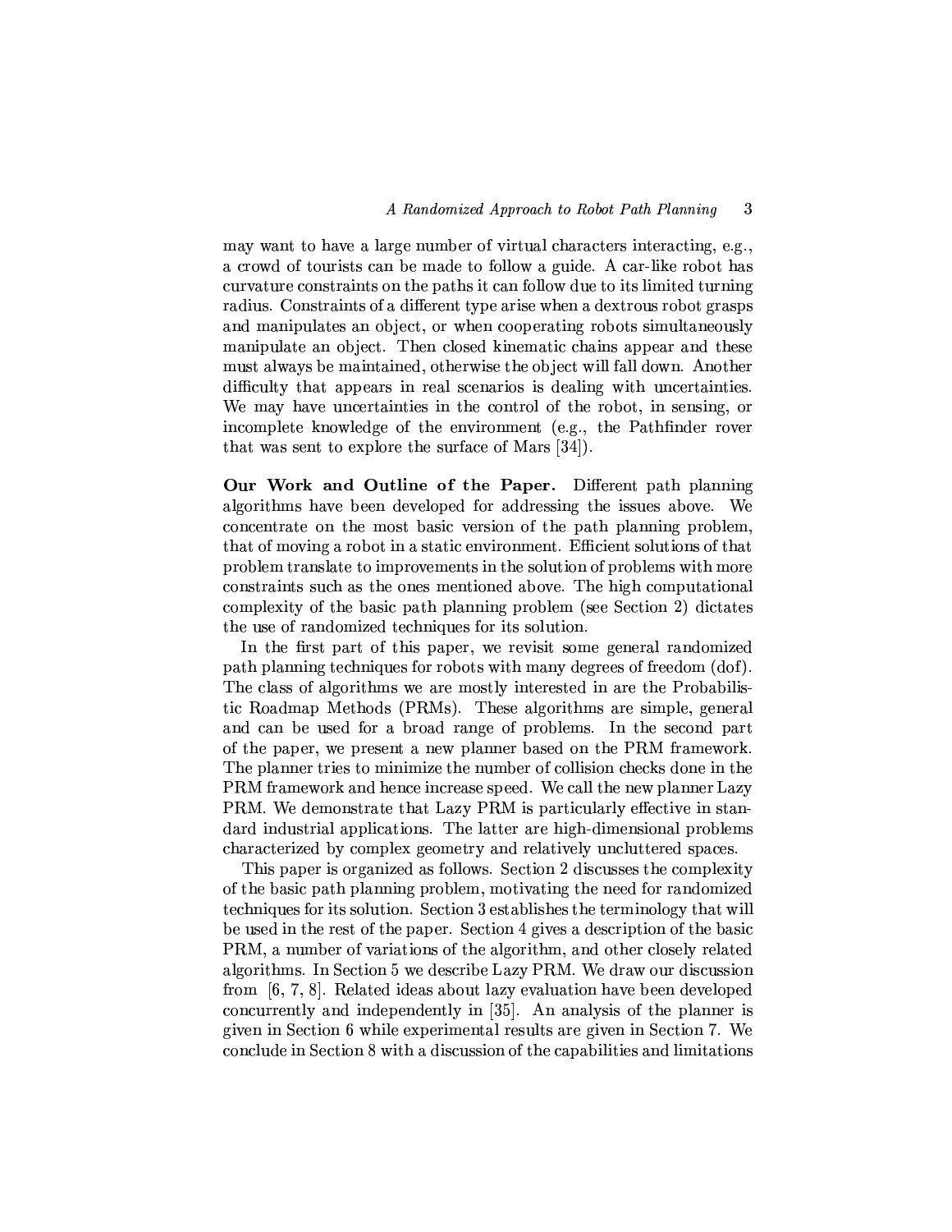may want to have a large number of virtual characters interacting, e.g., a crowd of tourists can be made to follow a guide. A car-like robot has curvature constraints on the paths it can follow due to its limited turning radius. Constraints of a different type arise when a dextrous robot grasps and manipulates an object, or when cooperating robots simultaneously manipulate an object. Then closed kinematic chains appear and these must always be maintained, otherwise the object will fall down. Another difficulty that appears in real scenarios is dealing with uncertainties. We may have uncertainties in the control of the robot, in sensing, or incomplete knowledge of the environment (e.g., the Pathfinder rover that was sent to explore the surface of Mars [34]).

**Our Work and Outline of the Paper.** Different path planning algorithms have been developed for addressing the issues above. We concentrate on the most basic version of the path planning problem, that of moving a robot in a static environment. Efficient solutions of that problem translate to improvements in the solution of problems with more constraints such as the ones mentioned above. The high computational complexity of the basic path planning problem (see Section 2) dictates the use of randomized techniques for its solution.

In the first part of this paper, we revisit some general randomized path planning techniques for robots with many degrees of freedom (dof). The class of algorithms we are mostly interested in are the Probabilistic Roadmap Methods (PRMs). These algorithms are simple, general and can be used for a broad range of problems. In the second part of the paper, we present a new planner based on the PRM framework. The planner tries to minimize the number of collision checks done in the PRM framework and hence increase speed. We call the new planner Lazy PRM. We demonstrate that Lazy PRM is particularly effective in standard industrial applications. The latter are high-dimensional problems characterized by complex geometry and relatively uncluttered spaces.

This paper is organized as follows. Section 2 discusses the complexity of the basic path planning problem, motivating the need for randomized techniques for its solution. Section 3 establishes the terminology that will be used in the rest of the paper. Section 4 gives a description of the basic PRM, a number of variations of the algorithm, and other closely related algorithms. In Section 5 we describe Lazy PRM. We draw our discussion from [6, 7, 8]. Related ideas about lazy evaluation have been developed concurrently and independently in [35]. An analysis of the planner is given in Section 6 while experimental results are given in Section 7. We conclude in Section 8 with a discussion of the capabilities and limitations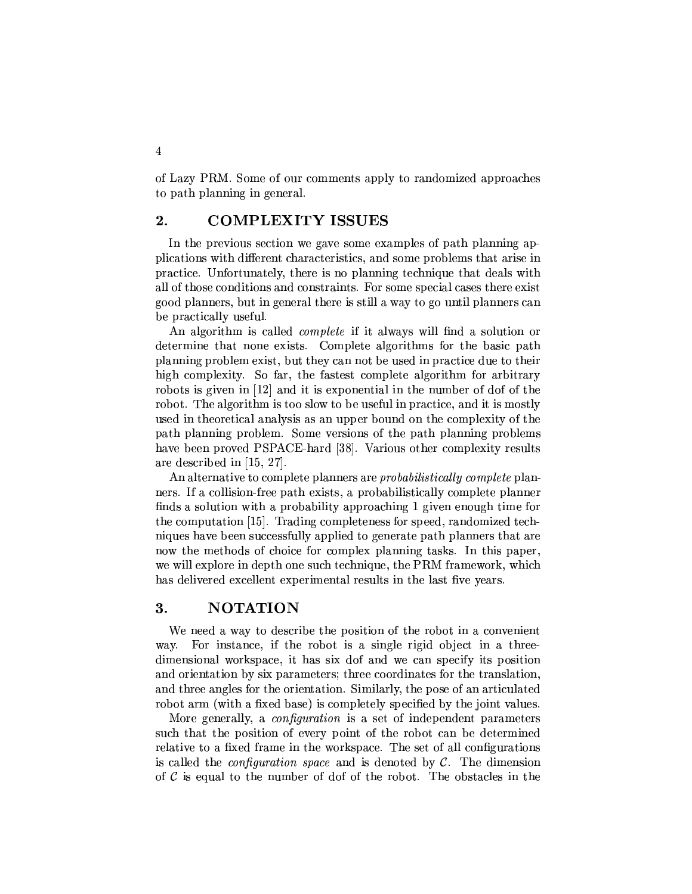of Lazy PRM. Some of our comments apply to randomized approaches to path planning in general.

## 2. COMPLEXITY ISSUES

In the previous section we gave some examples of path planning applications with different characteristics, and some problems that arise in practice. Unfortunately, there is no planning technique that deals with all of those conditions and constraints. For some special cases there exist good planners, but in general there is still a way to go until planners can be practically useful.

An algorithm is called *complete* if it always will find a solution or determine that none exists. Complete algorithms for the basic path planning problem exist, but they can not be used in practice due to their high complexity. So far, the fastest complete algorithm for arbitrary robots is given in [12] and it is exponential in the number of dof of the robot. The algorithm is too slow to be useful in practice, and it is mostly used in theoretical analysis as an upper bound on the complexity of the path planning problem. Some versions of the path planning problems have been proved PSPACE-hard [38]. Various other complexity results are described in [15, 27].

An alternative to complete planners are *probabilistically complete* planners. If a collision-free path exists, a probabilistically complete planner finds a solution with a probability approaching 1 given enough time for the computation [15]. Trading completeness for speed, randomized techniques have been successfully applied to generate path planners that are now the methods of choice for complex planning tasks. In this paper, we will explore in depth one such technique, the PRM framework, which has delivered excellent experimental results in the last five years.

## 3. NOTATION

We need a way to describe the position of the robot in a convenient way. For instance, if the robot is a single rigid object in a three-dimensional workspace, it has six dof and we can specify its position and orientation by six parameters; three coordinates for the translation, and three angles for the orientation. Similarly, the pose of an articulated robot arm (with a fixed base) is completely specified by the joint values.

More generally, a *configuration* is a set of independent parameters such that the position of every point of the robot can be determined relative to a fixed frame in the workspace. The set of all configurations is called the *configuration space* and is denoted by $\mathcal{C}$. The dimension of $\mathcal{C}$ is equal to the number of dof of the robot. The obstacles in the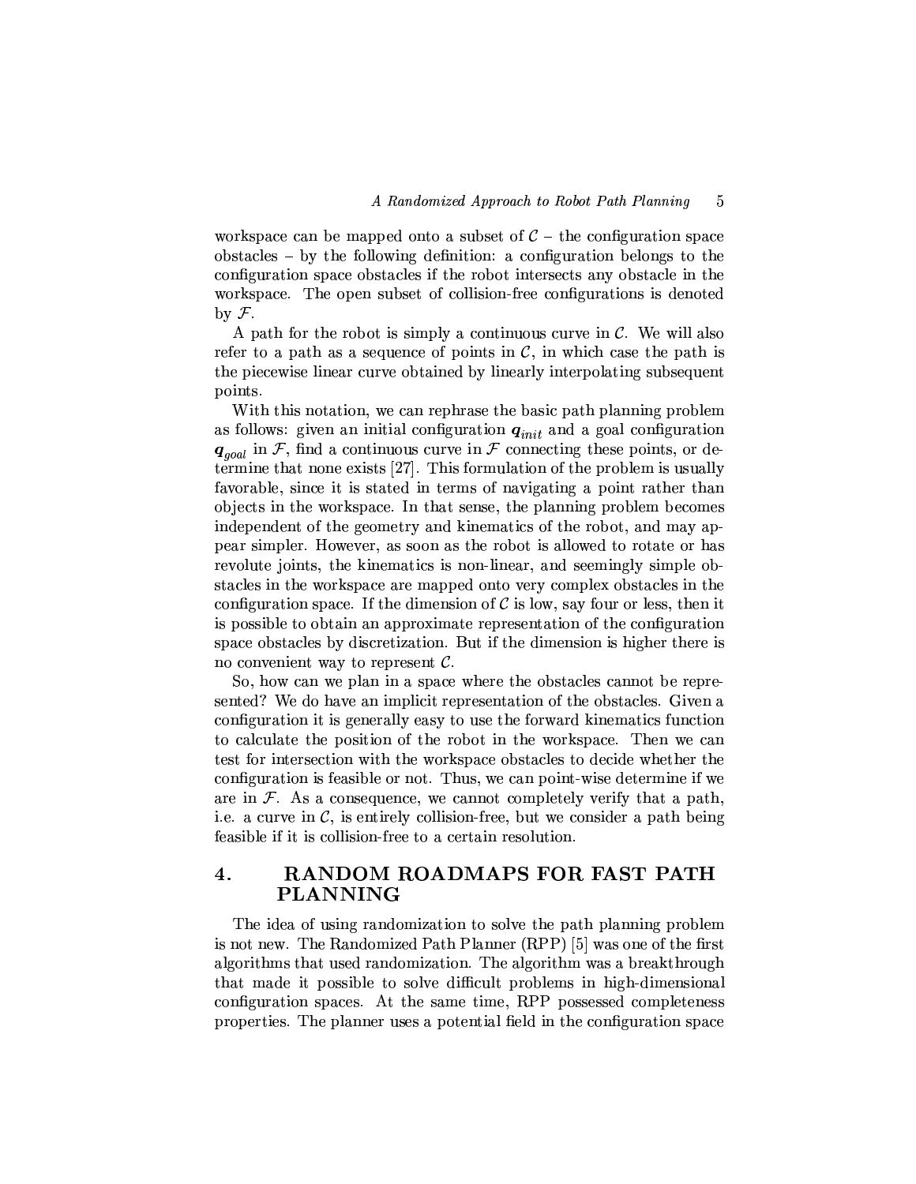workspace can be mapped onto a subset of $\mathcal{C}$ – the configuration space obstacles – by the following definition: a configuration belongs to the configuration space obstacles if the robot intersects any obstacle in the workspace. The open subset of collision-free configurations is denoted by $\mathcal{F}$.

A path for the robot is simply a continuous curve in $\mathcal{C}$. We will also refer to a path as a sequence of points in $\mathcal{C}$, in which case the path is the piecewise linear curve obtained by linearly interpolating subsequent points.

With this notation, we can rephrase the basic path planning problem as follows: given an initial configuration $\boldsymbol{q}_{init}$ and a goal configuration $\boldsymbol{q}_{goal}$ in $\mathcal{F}$, find a continuous curve in $\mathcal{F}$ connecting these points, or determine that none exists [27]. This formulation of the problem is usually favorable, since it is stated in terms of navigating a point rather than objects in the workspace. In that sense, the planning problem becomes independent of the geometry and kinematics of the robot, and may appear simpler. However, as soon as the robot is allowed to rotate or has revolute joints, the kinematics is non-linear, and seemingly simple obstacles in the workspace are mapped onto very complex obstacles in the configuration space. If the dimension of $\mathcal{C}$ is low, say four or less, then it is possible to obtain an approximate representation of the configuration space obstacles by discretization. But if the dimension is higher there is no convenient way to represent $\mathcal{C}$.

So, how can we plan in a space where the obstacles cannot be represented? We do have an implicit representation of the obstacles. Given a configuration it is generally easy to use the forward kinematics function to calculate the position of the robot in the workspace. Then we can test for intersection with the workspace obstacles to decide whether the configuration is feasible or not. Thus, we can point-wise determine if we are in $\mathcal{F}$. As a consequence, we cannot completely verify that a path, i.e. a curve in $\mathcal{C}$, is entirely collision-free, but we consider a path being feasible if it is collision-free to a certain resolution.

## 4. RANDOM ROADMAPS FOR FAST PATH PLANNING

The idea of using randomization to solve the path planning problem is not new. The Randomized Path Planner (RPP) [5] was one of the first algorithms that used randomization. The algorithm was a breakthrough that made it possible to solve difficult problems in high-dimensional configuration spaces. At the same time, RPP possessed completeness properties. The planner uses a potential field in the configuration space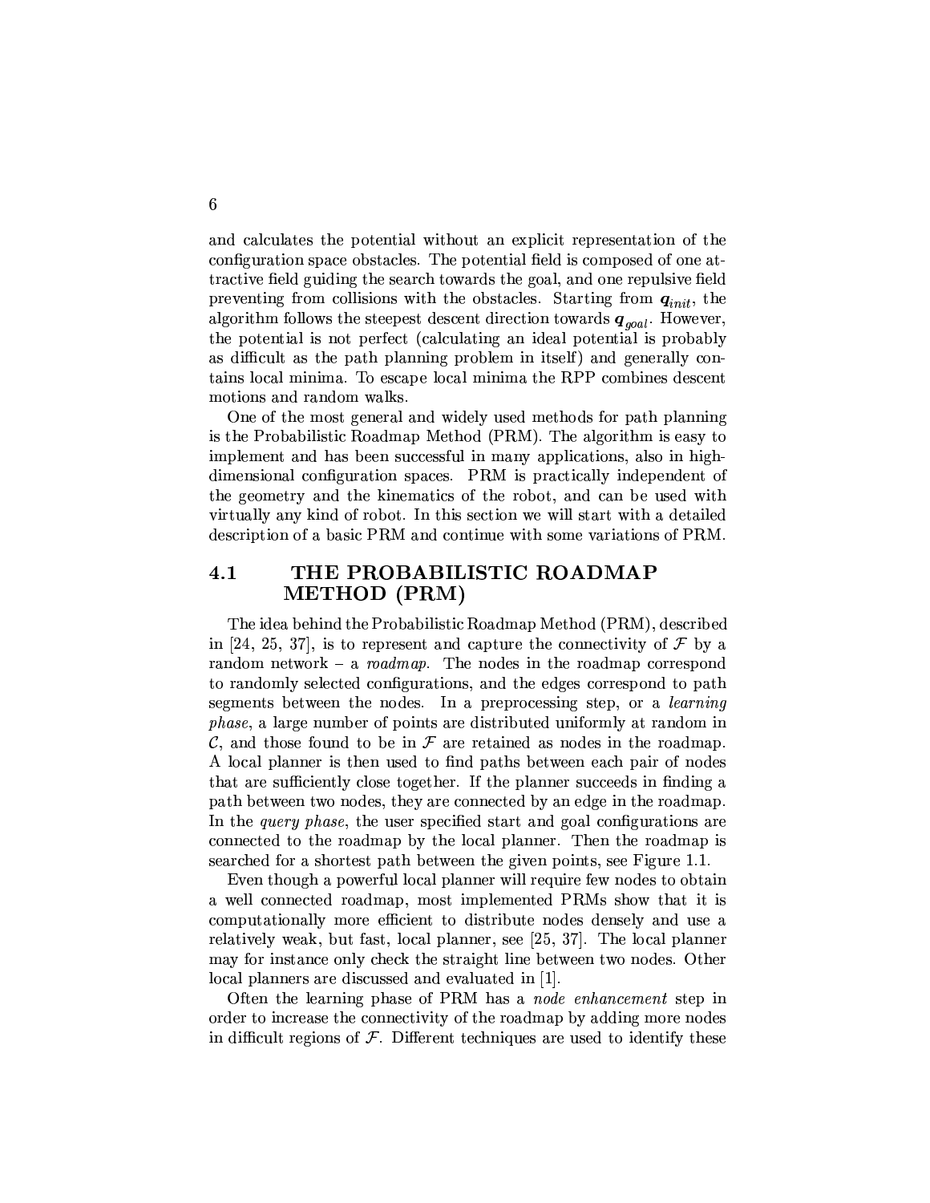and calculates the potential without an explicit representation of the configuration space obstacles. The potential field is composed of one attractive field guiding the search towards the goal, and one repulsive field preventing from collisions with the obstacles. Starting from $\boldsymbol{q}_{init}$, the algorithm follows the steepest descent direction towards $\boldsymbol{q}_{goal}$. However, the potential is not perfect (calculating an ideal potential is probably as difficult as the path planning problem in itself) and generally contains local minima. To escape local minima the RPP combines descent motions and random walks.

One of the most general and widely used methods for path planning is the Probabilistic Roadmap Method (PRM). The algorithm is easy to implement and has been successful in many applications, also in high-dimensional configuration spaces. PRM is practically independent of the geometry and the kinematics of the robot, and can be used with virtually any kind of robot. In this section we will start with a detailed description of a basic PRM and continue with some variations of PRM.

## 4.1 THE PROBABILISTIC ROADMAP METHOD (PRM)

The idea behind the Probabilistic Roadmap Method (PRM), described in [24, 25, 37], is to represent and capture the connectivity of $\mathcal{F}$ by a random network – a *roadmap*. The nodes in the roadmap correspond to randomly selected configurations, and the edges correspond to path segments between the nodes. In a preprocessing step, or a *learning phase*, a large number of points are distributed uniformly at random in $\mathcal{C}$, and those found to be in $\mathcal{F}$ are retained as nodes in the roadmap. A local planner is then used to find paths between each pair of nodes that are sufficiently close together. If the planner succeeds in finding a path between two nodes, they are connected by an edge in the roadmap. In the *query phase*, the user specified start and goal configurations are connected to the roadmap by the local planner. Then the roadmap is searched for a shortest path between the given points, see Figure 1.1.

Even though a powerful local planner will require few nodes to obtain a well connected roadmap, most implemented PRMs show that it is computationally more efficient to distribute nodes densely and use a relatively weak, but fast, local planner, see [25, 37]. The local planner may for instance only check the straight line between two nodes. Other local planners are discussed and evaluated in [1].

Often the learning phase of PRM has a *node enhancement* step in order to increase the connectivity of the roadmap by adding more nodes in difficult regions of $\mathcal{F}$. Different techniques are used to identify these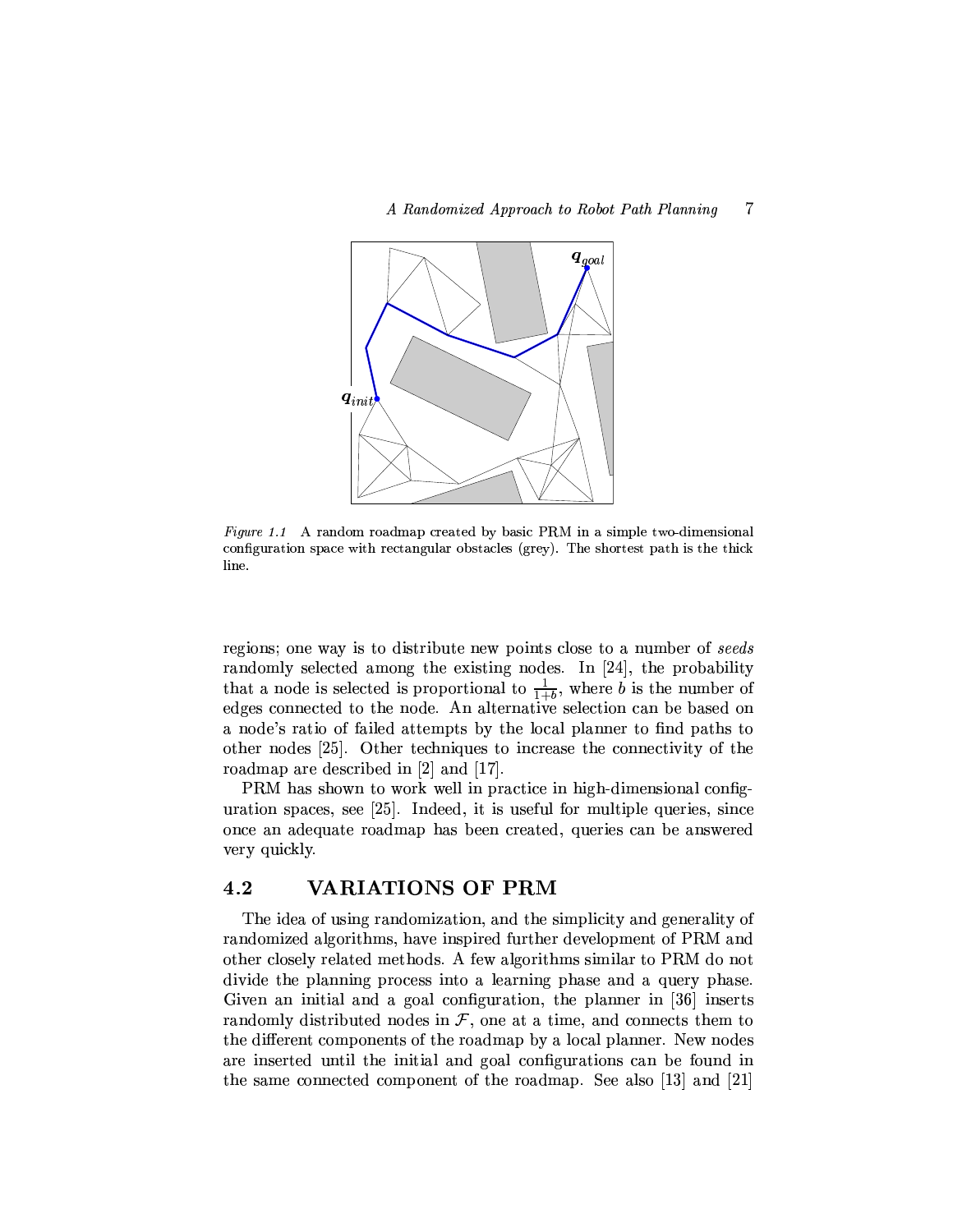*Figure 1.1* A random roadmap created by basic PRM in a simple two-dimensional configuration space with rectangular obstacles (grey). The shortest path is the thick line.

regions; one way is to distribute new points close to a number of *seeds* randomly selected among the existing nodes. In [24], the probability that a node is selected is proportional to $\frac{1}{1+b}$, where $b$ is the number of edges connected to the node. An alternative selection can be based on a node's ratio of failed attempts by the local planner to find paths to other nodes [25]. Other techniques to increase the connectivity of the roadmap are described in [2] and [17].

PRM has shown to work well in practice in high-dimensional configuration spaces, see [25]. Indeed, it is useful for multiple queries, since once an adequate roadmap has been created, queries can be answered very quickly.

## 4.2 VARIATIONS OF PRM

The idea of using randomization, and the simplicity and generality of randomized algorithms, have inspired further development of PRM and other closely related methods. A few algorithms similar to PRM do not divide the planning process into a learning phase and a query phase. Given an initial and a goal configuration, the planner in [36] inserts randomly distributed nodes in $\mathcal{F}$, one at a time, and connects them to the different components of the roadmap by a local planner. New nodes are inserted until the initial and goal configurations can be found in the same connected component of the roadmap. See also [13] and [21]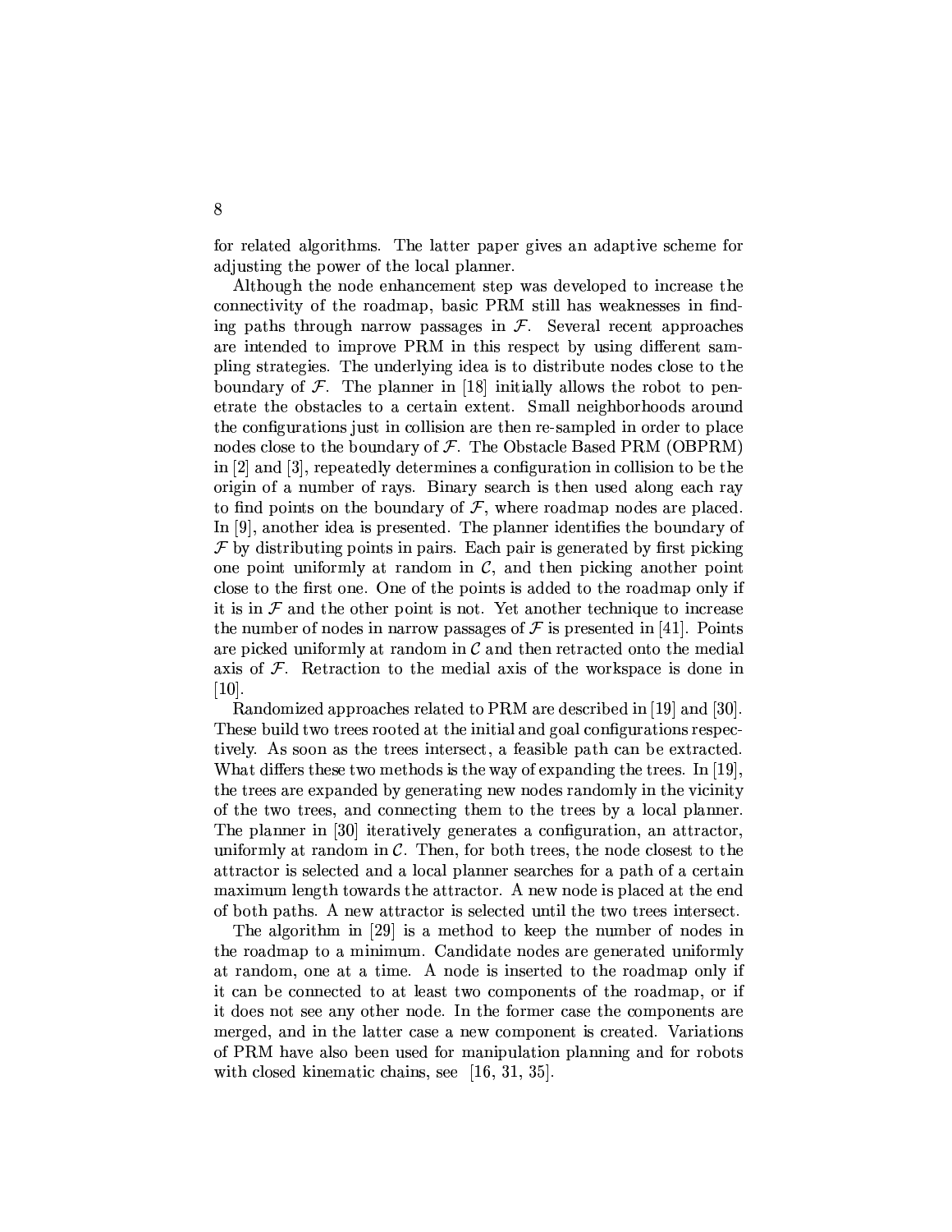for related algorithms. The latter paper gives an adaptive scheme for adjusting the power of the local planner.

Although the node enhancement step was developed to increase the connectivity of the roadmap, basic PRM still has weaknesses in finding paths through narrow passages in $\mathcal{F}$. Several recent approaches are intended to improve PRM in this respect by using different sampling strategies. The underlying idea is to distribute nodes close to the boundary of $\mathcal{F}$. The planner in [18] initially allows the robot to penetrate the obstacles to a certain extent. Small neighborhoods around the configurations just in collision are then re-sampled in order to place nodes close to the boundary of $\mathcal{F}$. The Obstacle Based PRM (OBPRM) in [2] and [3], repeatedly determines a configuration in collision to be the origin of a number of rays. Binary search is then used along each ray to find points on the boundary of $\mathcal{F}$, where roadmap nodes are placed. In [9], another idea is presented. The planner identifies the boundary of $\mathcal{F}$ by distributing points in pairs. Each pair is generated by first picking one point uniformly at random in $\mathcal{C}$, and then picking another point close to the first one. One of the points is added to the roadmap only if it is in $\mathcal{F}$ and the other point is not. Yet another technique to increase the number of nodes in narrow passages of $\mathcal{F}$ is presented in [41]. Points are picked uniformly at random in $\mathcal{C}$ and then retracted onto the medial axis of $\mathcal{F}$. Retraction to the medial axis of the workspace is done in [10].

Randomized approaches related to PRM are described in [19] and [30]. These build two trees rooted at the initial and goal configurations respectively. As soon as the trees intersect, a feasible path can be extracted. What differs these two methods is the way of expanding the trees. In [19], the trees are expanded by generating new nodes randomly in the vicinity of the two trees, and connecting them to the trees by a local planner. The planner in [30] iteratively generates a configuration, an attractor, uniformly at random in $\mathcal{C}$. Then, for both trees, the node closest to the attractor is selected and a local planner searches for a path of a certain maximum length towards the attractor. A new node is placed at the end of both paths. A new attractor is selected until the two trees intersect.

The algorithm in [29] is a method to keep the number of nodes in the roadmap to a minimum. Candidate nodes are generated uniformly at random, one at a time. A node is inserted to the roadmap only if it can be connected to at least two components of the roadmap, or if it does not see any other node. In the former case the components are merged, and in the latter case a new component is created. Variations of PRM have also been used for manipulation planning and for robots with closed kinematic chains, see [16, 31, 35].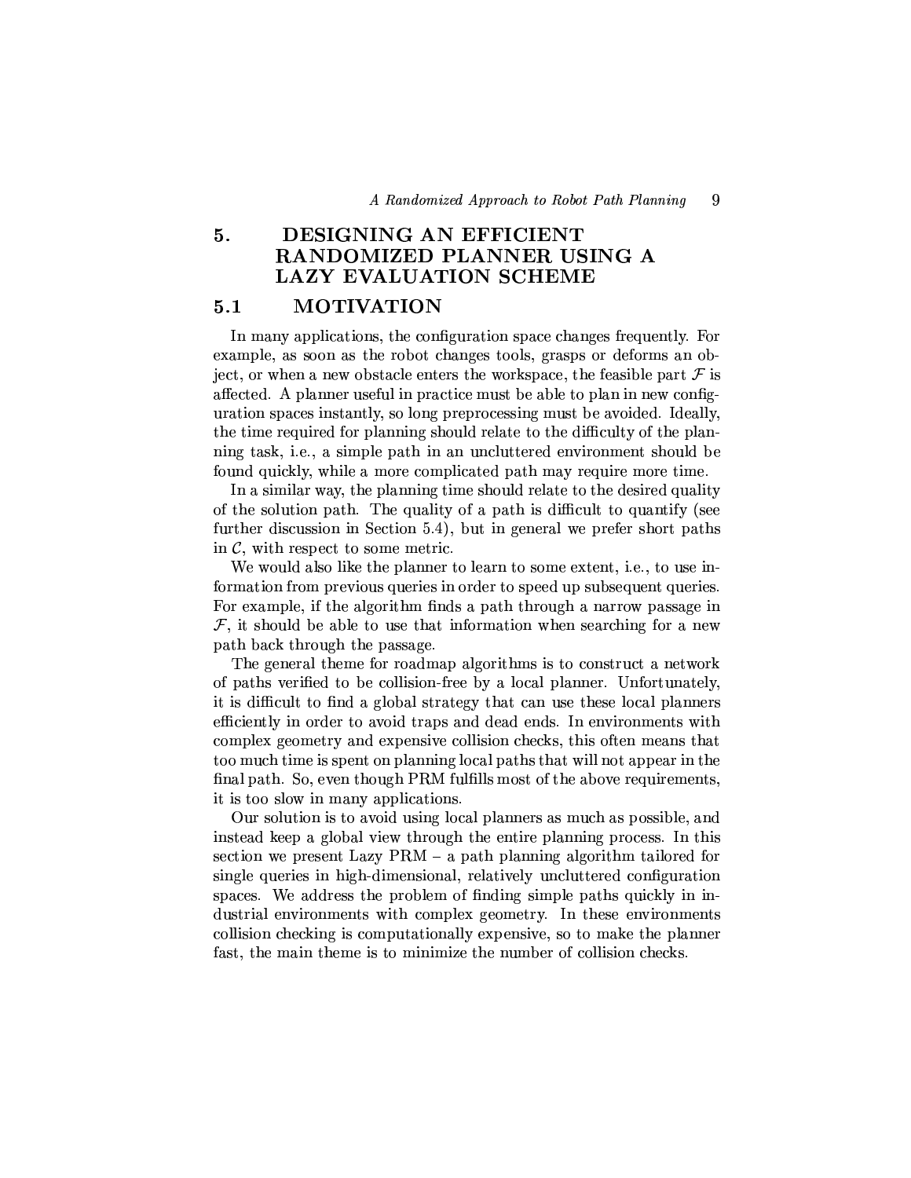# 5. DESIGNING AN EFFICIENT RANDOMIZED PLANNER USING A LAZY EVALUATION SCHEME

## 5.1 MOTIVATION

In many applications, the configuration space changes frequently. For example, as soon as the robot changes tools, grasps or deforms an object, or when a new obstacle enters the workspace, the feasible part $\mathcal{F}$ is affected. A planner useful in practice must be able to plan in new configuration spaces instantly, so long preprocessing must be avoided. Ideally, the time required for planning should relate to the difficulty of the planning task, i.e., a simple path in an uncluttered environment should be found quickly, while a more complicated path may require more time.

In a similar way, the planning time should relate to the desired quality of the solution path. The quality of a path is difficult to quantify (see further discussion in Section 5.4), but in general we prefer short paths in $\mathcal{C}$, with respect to some metric.

We would also like the planner to learn to some extent, i.e., to use information from previous queries in order to speed up subsequent queries. For example, if the algorithm finds a path through a narrow passage in $\mathcal{F}$, it should be able to use that information when searching for a new path back through the passage.

The general theme for roadmap algorithms is to construct a network of paths verified to be collision-free by a local planner. Unfortunately, it is difficult to find a global strategy that can use these local planners efficiently in order to avoid traps and dead ends. In environments with complex geometry and expensive collision checks, this often means that too much time is spent on planning local paths that will not appear in the final path. So, even though PRM fulfills most of the above requirements, it is too slow in many applications.

Our solution is to avoid using local planners as much as possible, and instead keep a global view through the entire planning process. In this section we present Lazy PRM – a path planning algorithm tailored for single queries in high-dimensional, relatively uncluttered configuration spaces. We address the problem of finding simple paths quickly in industrial environments with complex geometry. In these environments collision checking is computationally expensive, so to make the planner fast, the main theme is to minimize the number of collision checks.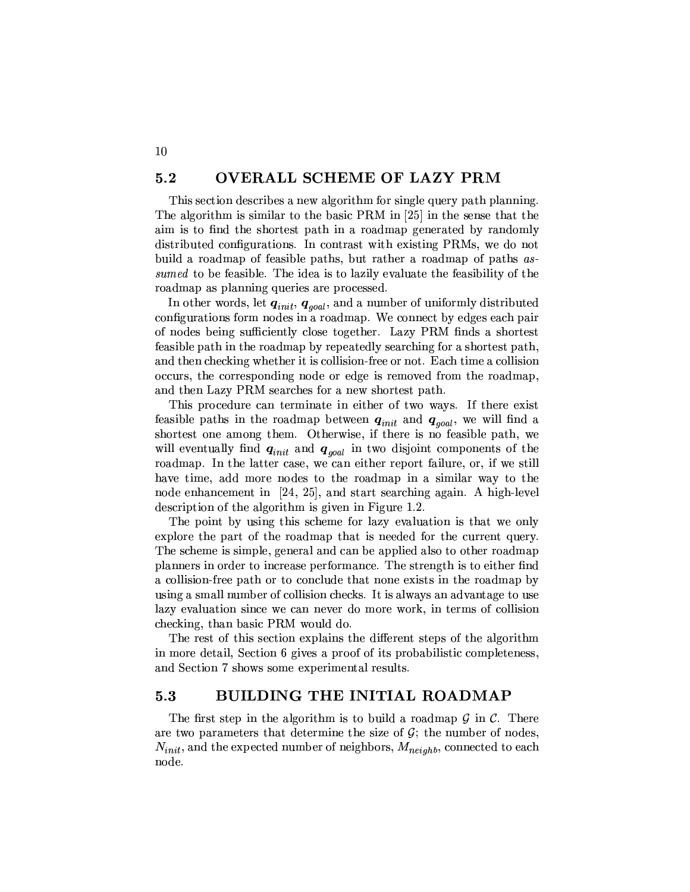## 5.2 OVERALL SCHEME OF LAZY PRM

This section describes a new algorithm for single query path planning. The algorithm is similar to the basic PRM in [25] in the sense that the aim is to find the shortest path in a roadmap generated by randomly distributed configurations. In contrast with existing PRMs, we do not build a roadmap of feasible paths, but rather a roadmap of paths *assumed* to be feasible. The idea is to lazily evaluate the feasibility of the roadmap as planning queries are processed.

In other words, let $\boldsymbol{q}_{init}$, $\boldsymbol{q}_{goal}$, and a number of uniformly distributed configurations form nodes in a roadmap. We connect by edges each pair of nodes being sufficiently close together. Lazy PRM finds a shortest feasible path in the roadmap by repeatedly searching for a shortest path, and then checking whether it is collision-free or not. Each time a collision occurs, the corresponding node or edge is removed from the roadmap, and then Lazy PRM searches for a new shortest path.

This procedure can terminate in either of two ways. If there exist feasible paths in the roadmap between $\boldsymbol{q}_{init}$ and $\boldsymbol{q}_{goal}$, we will find a shortest one among them. Otherwise, if there is no feasible path, we will eventually find $\boldsymbol{q}_{init}$ and $\boldsymbol{q}_{goal}$ in two disjoint components of the roadmap. In the latter case, we can either report failure, or, if we still have time, add more nodes to the roadmap in a similar way to the node enhancement in [24, 25], and start searching again. A high-level description of the algorithm is given in Figure 1.2.

The point by using this scheme for lazy evaluation is that we only explore the part of the roadmap that is needed for the current query. The scheme is simple, general and can be applied also to other roadmap planners in order to increase performance. The strength is to either find a collision-free path or to conclude that none exists in the roadmap by using a small number of collision checks. It is always an advantage to use lazy evaluation since we can never do more work, in terms of collision checking, than basic PRM would do.

The rest of this section explains the different steps of the algorithm in more detail, Section 6 gives a proof of its probabilistic completeness, and Section 7 shows some experimental results.

## 5.3 BUILDING THE INITIAL ROADMAP

The first step in the algorithm is to build a roadmap $\mathcal{G}$ in $\mathcal{C}$. There are two parameters that determine the size of $\mathcal{G}$; the number of nodes, $N_{init}$, and the expected number of neighbors, $M_{neighb}$, connected to each node.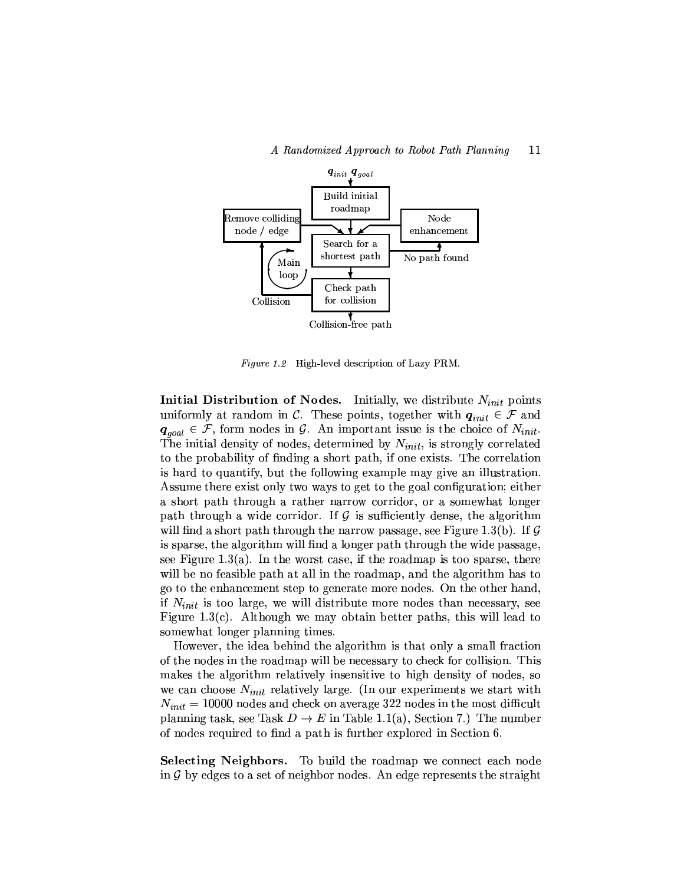*Figure 1.2* High-level description of Lazy PRM.

**Initial Distribution of Nodes.** Initially, we distribute $N_{init}$ points uniformly at random in $\mathcal{C}$. These points, together with $\boldsymbol{q}_{init} \in \mathcal{F}$ and $\boldsymbol{q}_{goal} \in \mathcal{F}$, form nodes in $\mathcal{G}$. An important issue is the choice of $N_{init}$. The initial density of nodes, determined by $N_{init}$, is strongly correlated to the probability of finding a short path, if one exists. The correlation is hard to quantify, but the following example may give an illustration. Assume there exist only two ways to get to the goal configuration; either a short path through a rather narrow corridor, or a somewhat longer path through a wide corridor. If $\mathcal{G}$ is sufficiently dense, the algorithm will find a short path through the narrow passage, see Figure 1.3(b). If $\mathcal{G}$ is sparse, the algorithm will find a longer path through the wide passage, see Figure 1.3(a). In the worst case, if the roadmap is too sparse, there will be no feasible path at all in the roadmap, and the algorithm has to go to the enhancement step to generate more nodes. On the other hand, if $N_{init}$ is too large, we will distribute more nodes than necessary, see Figure 1.3(c). Although we may obtain better paths, this will lead to somewhat longer planning times.

However, the idea behind the algorithm is that only a small fraction of the nodes in the roadmap will be necessary to check for collision. This makes the algorithm relatively insensitive to high density of nodes, so we can choose $N_{init}$ relatively large. (In our experiments we start with $N_{init} = 10000$ nodes and check on average 322 nodes in the most difficult planning task, see Task $D \rightarrow E$ in Table 1.1(a), Section 7.) The number of nodes required to find a path is further explored in Section 6.

**Selecting Neighbors.** To build the roadmap we connect each node in $\mathcal{G}$ by edges to a set of neighbor nodes. An edge represents the straight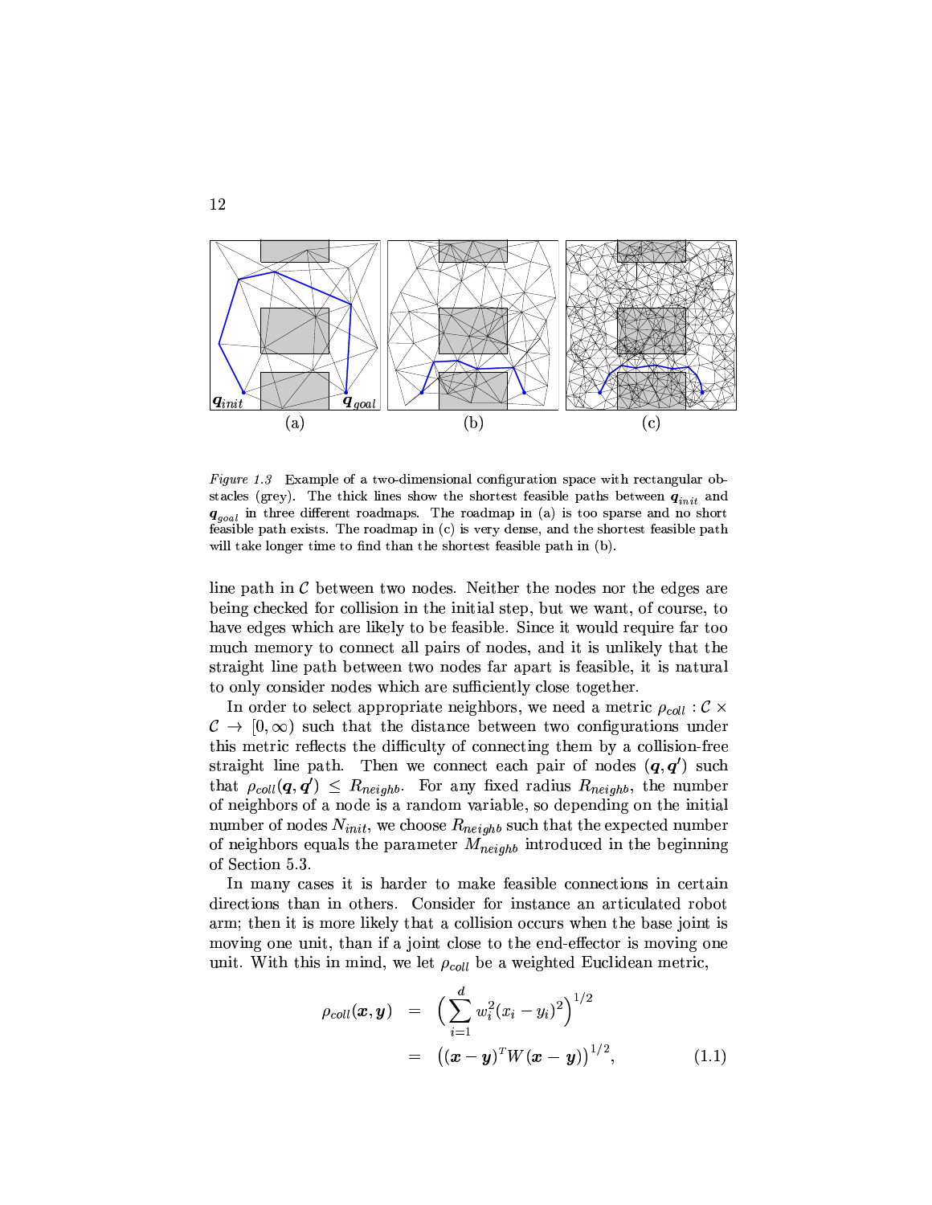*Figure 1.3* Example of a two-dimensional configuration space with rectangular obstacles (grey). The thick lines show the shortest feasible paths between $\boldsymbol{q}_{init}$ and $\boldsymbol{q}_{goal}$ in three different roadmaps. The roadmap in (a) is too sparse and no short feasible path exists. The roadmap in (c) is very dense, and the shortest feasible path will take longer time to find than the shortest feasible path in (b).

line path in $\mathcal{C}$ between two nodes. Neither the nodes nor the edges are being checked for collision in the initial step, but we want, of course, to have edges which are likely to be feasible. Since it would require far too much memory to connect all pairs of nodes, and it is unlikely that the straight line path between two nodes far apart is feasible, it is natural to only consider nodes which are sufficiently close together.

In order to select appropriate neighbors, we need a metric $\rho_{coll} : \mathcal{C} \times \mathcal{C} \to [0, \infty)$ such that the distance between two configurations under this metric reflects the difficulty of connecting them by a collision-free straight line path. Then we connect each pair of nodes $(\boldsymbol{q}, \boldsymbol{q}')$ such that $\rho_{coll}(\boldsymbol{q}, \boldsymbol{q}') \leq R_{neighb}$. For any fixed radius $R_{neighb}$, the number of neighbors of a node is a random variable, so depending on the initial number of nodes $N_{init}$, we choose $R_{neighb}$ such that the expected number of neighbors equals the parameter $M_{neighb}$ introduced in the beginning of Section 5.3.

In many cases it is harder to make feasible connections in certain directions than in others. Consider for instance an articulated robot arm; then it is more likely that a collision occurs when the base joint is moving one unit, than if a joint close to the end-effector is moving one unit. With this in mind, we let $\rho_{coll}$ be a weighted Euclidean metric,

$$
\begin{aligned}
\rho_{coll}(\boldsymbol{x}, \boldsymbol{y}) &= \Big( \sum_{i=1}^{d} w_i^2 (x_i - y_i)^2 \Big)^{1/2} \\
&= \big( (\boldsymbol{x} - \boldsymbol{y})^T W (\boldsymbol{x} - \boldsymbol{y}) \big)^{1/2}, \qquad (1.1)
\end{aligned}
$$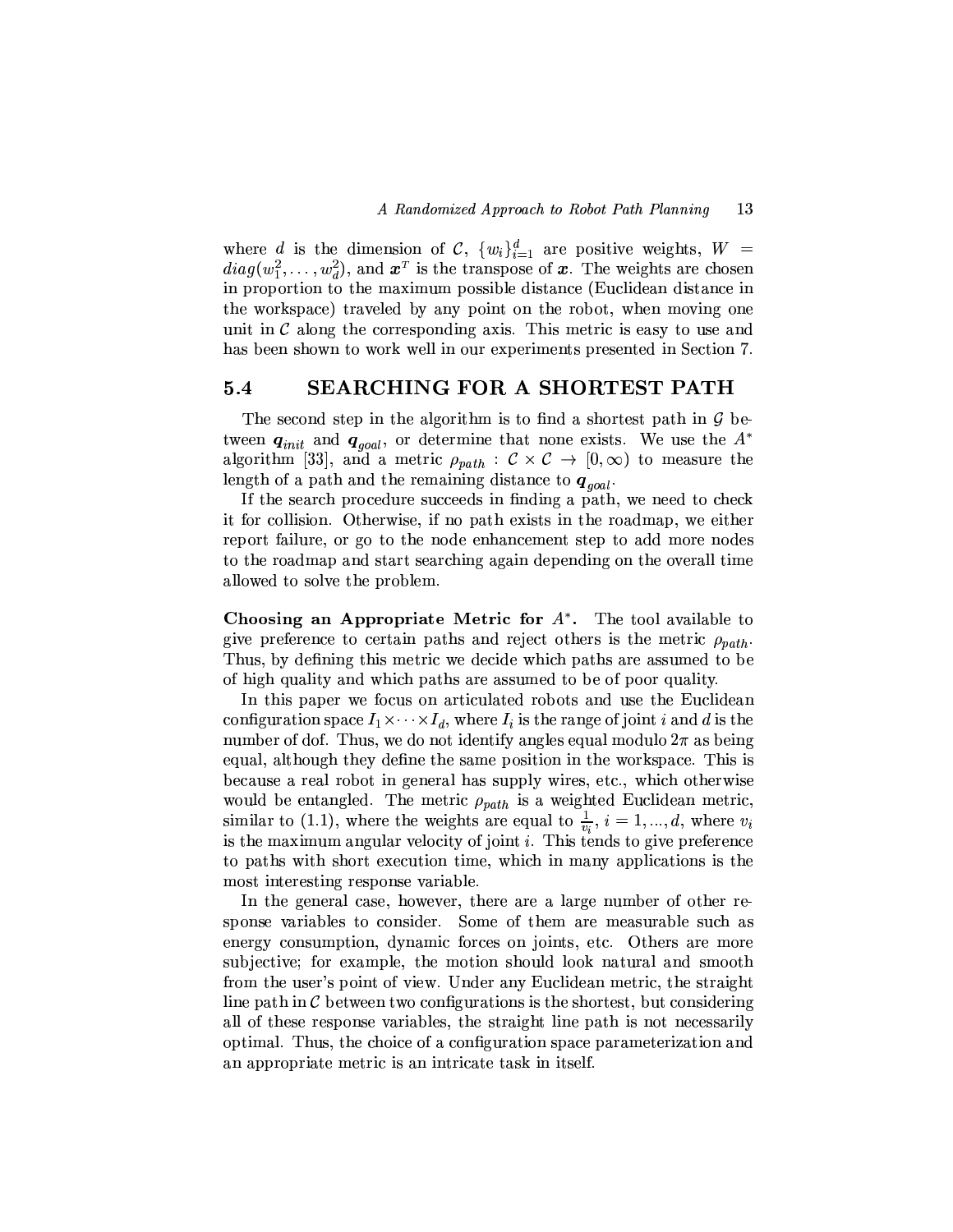where $d$ is the dimension of $\mathcal{C}$, $\{w_i\}_{i=1}^d$ are positive weights, $W = diag(w_1^2, \ldots, w_d^2)$, and $\boldsymbol{x}^T$ is the transpose of $\boldsymbol{x}$. The weights are chosen in proportion to the maximum possible distance (Euclidean distance in the workspace) traveled by any point on the robot, when moving one unit in $\mathcal{C}$ along the corresponding axis. This metric is easy to use and has been shown to work well in our experiments presented in Section 7.

## 5.4 SEARCHING FOR A SHORTEST PATH

The second step in the algorithm is to find a shortest path in $\mathcal{G}$ between $\boldsymbol{q}_{init}$ and $\boldsymbol{q}_{goal}$, or determine that none exists. We use the $A^*$ algorithm [33], and a metric $\rho_{path} : \mathcal{C} \times \mathcal{C} \rightarrow [0, \infty)$ to measure the length of a path and the remaining distance to $\boldsymbol{q}_{goal}$.

If the search procedure succeeds in finding a path, we need to check it for collision. Otherwise, if no path exists in the roadmap, we either report failure, or go to the node enhancement step to add more nodes to the roadmap and start searching again depending on the overall time allowed to solve the problem.

**Choosing an Appropriate Metric for $A^*$.** The tool available to give preference to certain paths and reject others is the metric $\rho_{path}$. Thus, by defining this metric we decide which paths are assumed to be of high quality and which paths are assumed to be of poor quality.

In this paper we focus on articulated robots and use the Euclidean configuration space $I_1 \times \cdots \times I_d$, where $I_i$ is the range of joint $i$ and $d$ is the number of dof. Thus, we do not identify angles equal modulo $2\pi$ as being equal, although they define the same position in the workspace. This is because a real robot in general has supply wires, etc., which otherwise would be entangled. The metric $\rho_{path}$ is a weighted Euclidean metric, similar to (1.1), where the weights are equal to $\frac{1}{v_i}$, $i = 1, \ldots, d$, where $v_i$ is the maximum angular velocity of joint $i$. This tends to give preference to paths with short execution time, which in many applications is the most interesting response variable.

In the general case, however, there are a large number of other response variables to consider. Some of them are measurable such as energy consumption, dynamic forces on joints, etc. Others are more subjective; for example, the motion should look natural and smooth from the user's point of view. Under any Euclidean metric, the straight line path in $\mathcal{C}$ between two configurations is the shortest, but considering all of these response variables, the straight line path is not necessarily optimal. Thus, the choice of a configuration space parameterization and an appropriate metric is an intricate task in itself.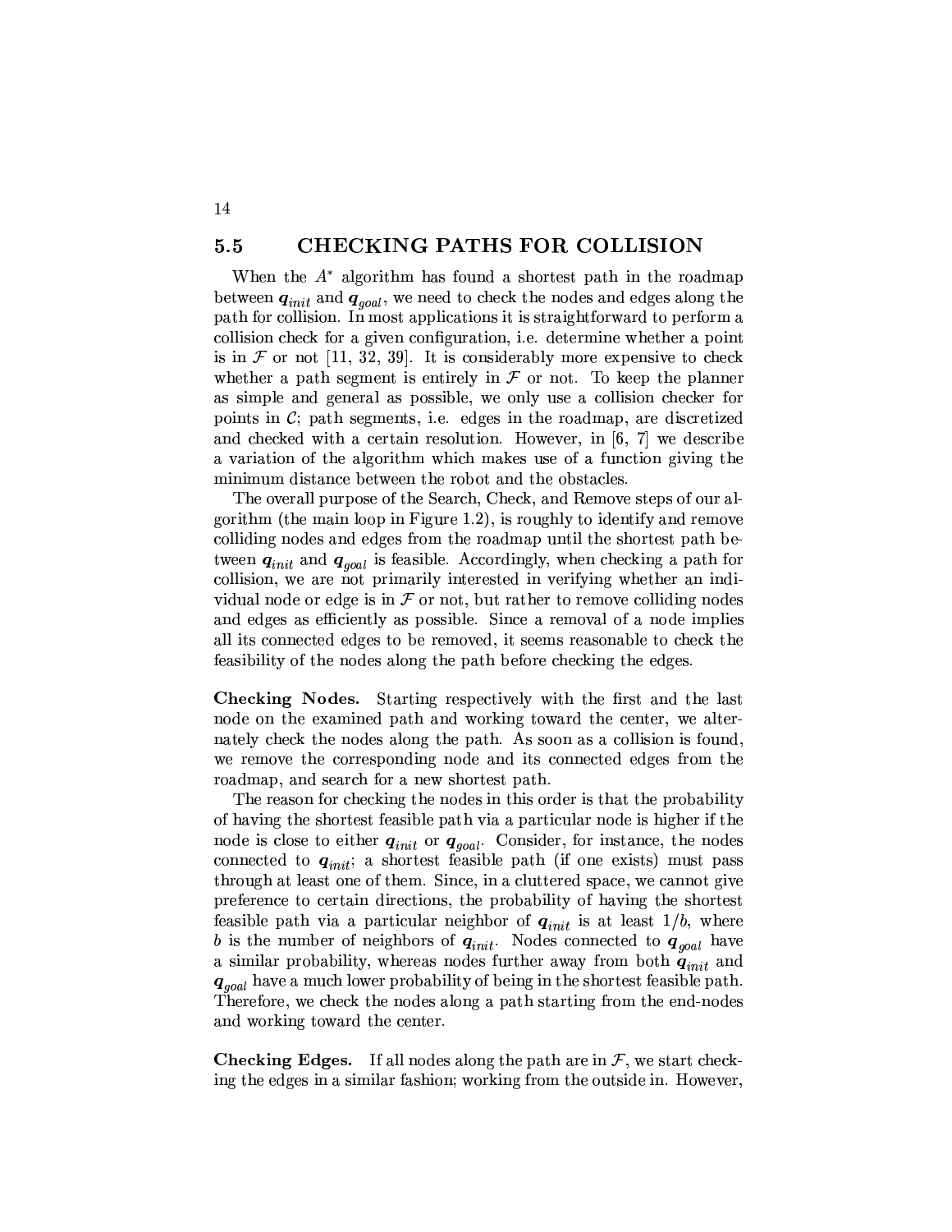## 5.5 CHECKING PATHS FOR COLLISION

When the $A^*$ algorithm has found a shortest path in the roadmap between $\boldsymbol{q}_{init}$ and $\boldsymbol{q}_{goal}$, we need to check the nodes and edges along the path for collision. In most applications it is straightforward to perform a collision check for a given configuration, i.e. determine whether a point is in $\mathcal{F}$ or not [11, 32, 39]. It is considerably more expensive to check whether a path segment is entirely in $\mathcal{F}$ or not. To keep the planner as simple and general as possible, we only use a collision checker for points in $\mathcal{C}$; path segments, i.e. edges in the roadmap, are discretized and checked with a certain resolution. However, in [6, 7] we describe a variation of the algorithm which makes use of a function giving the minimum distance between the robot and the obstacles.

The overall purpose of the Search, Check, and Remove steps of our algorithm (the main loop in Figure 1.2), is roughly to identify and remove colliding nodes and edges from the roadmap until the shortest path between $\boldsymbol{q}_{init}$ and $\boldsymbol{q}_{goal}$ is feasible. Accordingly, when checking a path for collision, we are not primarily interested in verifying whether an individual node or edge is in $\mathcal{F}$ or not, but rather to remove colliding nodes and edges as efficiently as possible. Since a removal of a node implies all its connected edges to be removed, it seems reasonable to check the feasibility of the nodes along the path before checking the edges.

**Checking Nodes.** Starting respectively with the first and the last node on the examined path and working toward the center, we alternately check the nodes along the path. As soon as a collision is found, we remove the corresponding node and its connected edges from the roadmap, and search for a new shortest path.

The reason for checking the nodes in this order is that the probability of having the shortest feasible path via a particular node is higher if the node is close to either $\boldsymbol{q}_{init}$ or $\boldsymbol{q}_{goal}$. Consider, for instance, the nodes connected to $\boldsymbol{q}_{init}$; a shortest feasible path (if one exists) must pass through at least one of them. Since, in a cluttered space, we cannot give preference to certain directions, the probability of having the shortest feasible path via a particular neighbor of $\boldsymbol{q}_{init}$ is at least $1/b$, where $b$ is the number of neighbors of $\boldsymbol{q}_{init}$. Nodes connected to $\boldsymbol{q}_{goal}$ have a similar probability, whereas nodes further away from both $\boldsymbol{q}_{init}$ and $\boldsymbol{q}_{goal}$ have a much lower probability of being in the shortest feasible path. Therefore, we check the nodes along a path starting from the end-nodes and working toward the center.

**Checking Edges.** If all nodes along the path are in $\mathcal{F}$, we start checking the edges in a similar fashion; working from the outside in. However,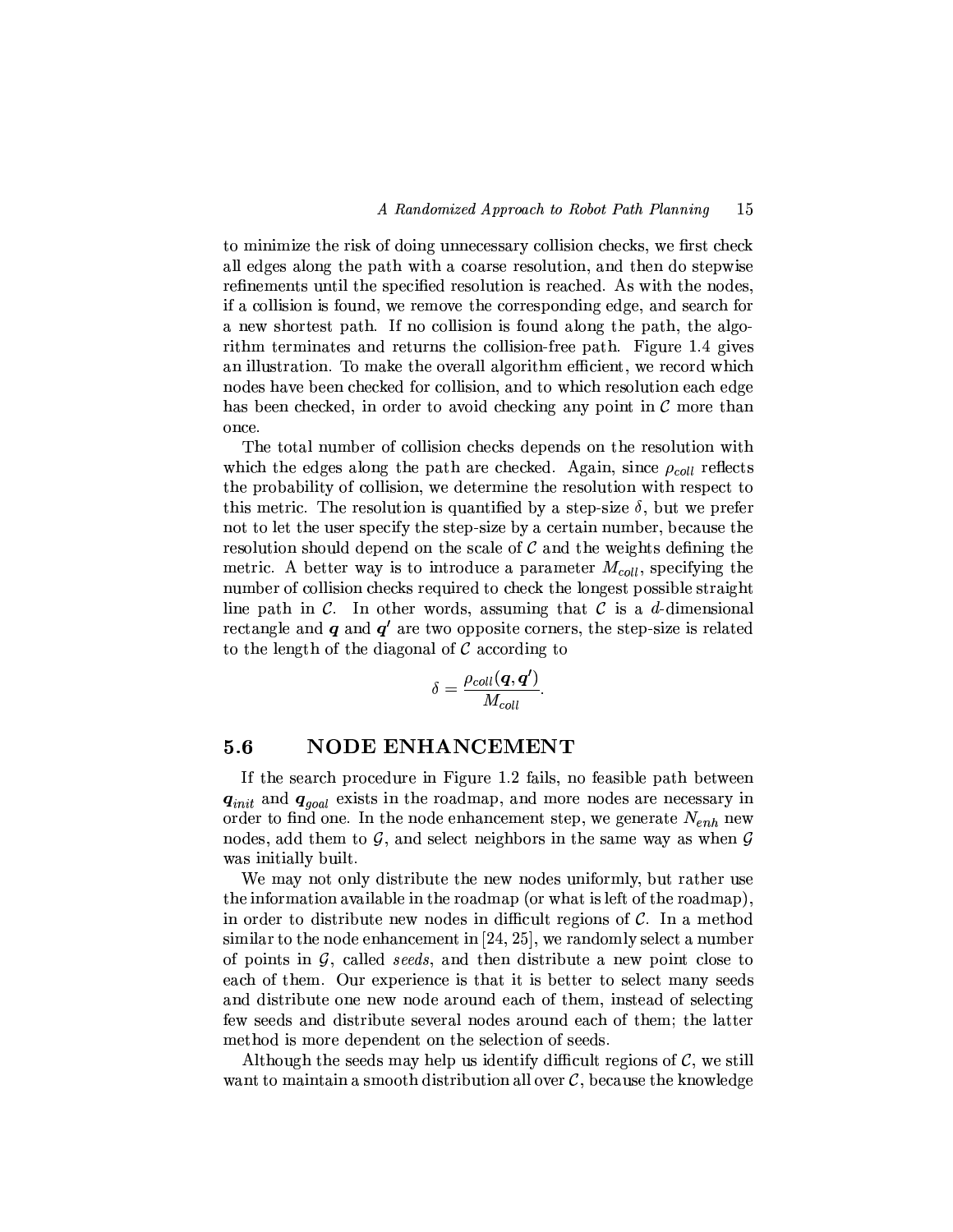to minimize the risk of doing unnecessary collision checks, we first check all edges along the path with a coarse resolution, and then do stepwise refinements until the specified resolution is reached. As with the nodes, if a collision is found, we remove the corresponding edge, and search for a new shortest path. If no collision is found along the path, the algorithm terminates and returns the collision-free path. Figure 1.4 gives an illustration. To make the overall algorithm efficient, we record which nodes have been checked for collision, and to which resolution each edge has been checked, in order to avoid checking any point in $\mathcal{C}$ more than once.

The total number of collision checks depends on the resolution with which the edges along the path are checked. Again, since $\rho_{coll}$ reflects the probability of collision, we determine the resolution with respect to this metric. The resolution is quantified by a step-size $\delta$, but we prefer not to let the user specify the step-size by a certain number, because the resolution should depend on the scale of $\mathcal{C}$ and the weights defining the metric. A better way is to introduce a parameter $M_{coll}$, specifying the number of collision checks required to check the longest possible straight line path in $\mathcal{C}$. In other words, assuming that $\mathcal{C}$ is a $d$-dimensional rectangle and $\boldsymbol{q}$ and $\boldsymbol{q}'$ are two opposite corners, the step-size is related to the length of the diagonal of $\mathcal{C}$ according to

$$\delta = \frac{\rho_{coll}(\boldsymbol{q}, \boldsymbol{q}')}{M_{coll}}.$$

## 5.6 NODE ENHANCEMENT

If the search procedure in Figure 1.2 fails, no feasible path between $\boldsymbol{q}_{init}$ and $\boldsymbol{q}_{goal}$ exists in the roadmap, and more nodes are necessary in order to find one. In the node enhancement step, we generate $N_{enh}$ new nodes, add them to $\mathcal{G}$, and select neighbors in the same way as when $\mathcal{G}$ was initially built.

We may not only distribute the new nodes uniformly, but rather use the information available in the roadmap (or what is left of the roadmap), in order to distribute new nodes in difficult regions of $\mathcal{C}$. In a method similar to the node enhancement in [24, 25], we randomly select a number of points in $\mathcal{G}$, called *seeds*, and then distribute a new point close to each of them. Our experience is that it is better to select many seeds and distribute one new node around each of them, instead of selecting few seeds and distribute several nodes around each of them; the latter method is more dependent on the selection of seeds.

Although the seeds may help us identify difficult regions of $\mathcal{C}$, we still want to maintain a smooth distribution all over $\mathcal{C}$, because the knowledge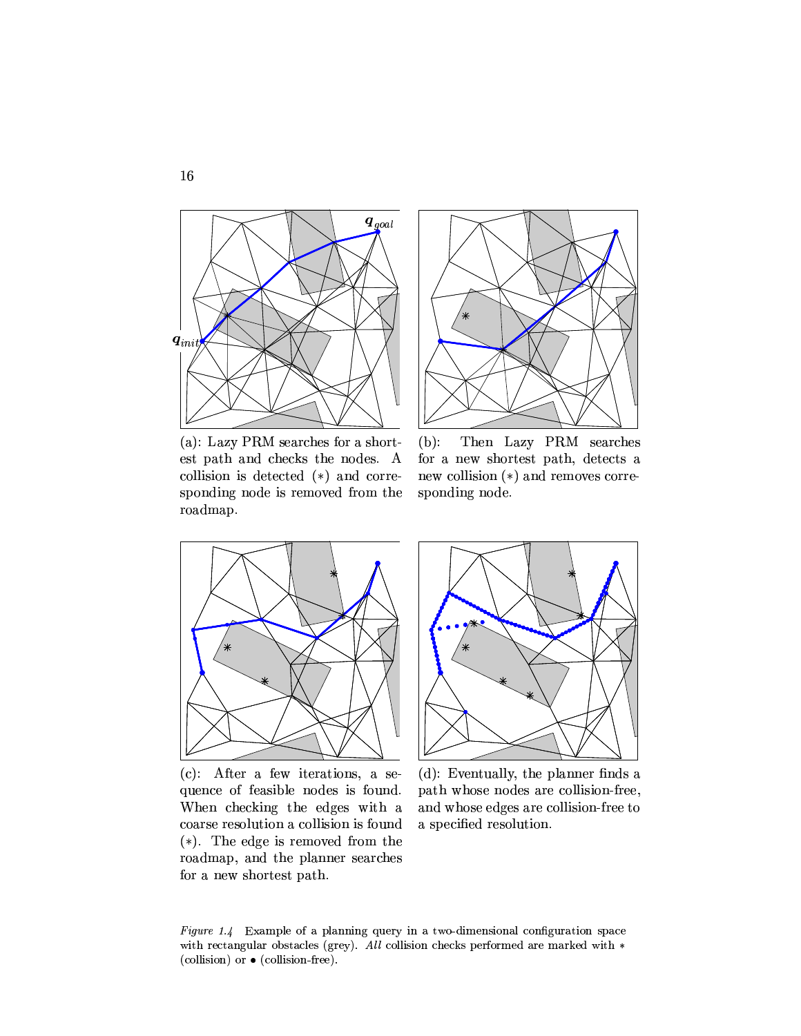(a): Lazy PRM searches for a shortest path and checks the nodes. A collision is detected (∗) and corresponding node is removed from the roadmap.

(b): Then Lazy PRM searches for a new shortest path, detects a new collision (∗) and removes corresponding node.

(c): After a few iterations, a sequence of feasible nodes is found. When checking the edges with a coarse resolution a collision is found (∗). The edge is removed from the roadmap, and the planner searches for a new shortest path.

(d): Eventually, the planner finds a path whose nodes are collision-free, and whose edges are collision-free to a specified resolution.

*Figure 1.4* Example of a planning query in a two-dimensional configuration space with rectangular obstacles (grey). *All* collision checks performed are marked with ∗ (collision) or • (collision-free).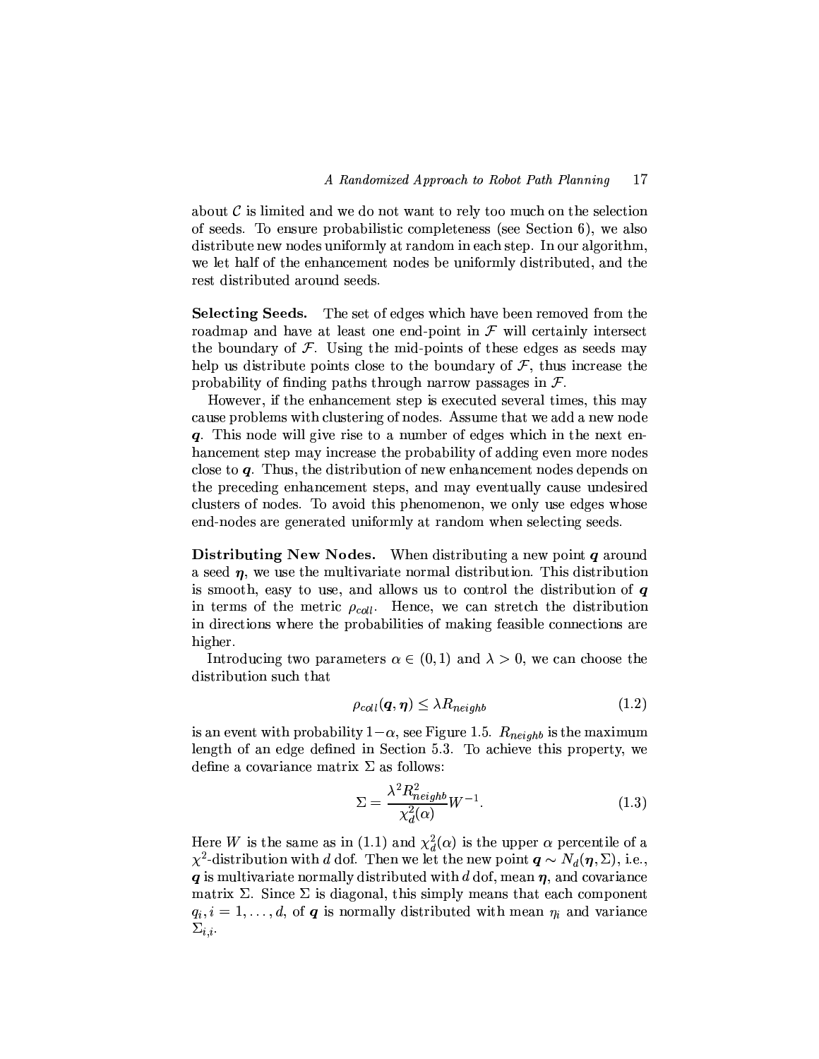about $\mathcal{C}$ is limited and we do not want to rely too much on the selection of seeds. To ensure probabilistic completeness (see Section 6), we also distribute new nodes uniformly at random in each step. In our algorithm, we let half of the enhancement nodes be uniformly distributed, and the rest distributed around seeds.

**Selecting Seeds.** The set of edges which have been removed from the roadmap and have at least one end-point in $\mathcal{F}$ will certainly intersect the boundary of $\mathcal{F}$. Using the mid-points of these edges as seeds may help us distribute points close to the boundary of $\mathcal{F}$, thus increase the probability of finding paths through narrow passages in $\mathcal{F}$.

However, if the enhancement step is executed several times, this may cause problems with clustering of nodes. Assume that we add a new node $\boldsymbol{q}$. This node will give rise to a number of edges which in the next enhancement step may increase the probability of adding even more nodes close to $\boldsymbol{q}$. Thus, the distribution of new enhancement nodes depends on the preceding enhancement steps, and may eventually cause undesired clusters of nodes. To avoid this phenomenon, we only use edges whose end-nodes are generated uniformly at random when selecting seeds.

**Distributing New Nodes.** When distributing a new point $\boldsymbol{q}$ around a seed $\boldsymbol{\eta}$, we use the multivariate normal distribution. This distribution is smooth, easy to use, and allows us to control the distribution of $\boldsymbol{q}$ in terms of the metric $\rho_{coll}$. Hence, we can stretch the distribution in directions where the probabilities of making feasible connections are higher.

Introducing two parameters $\alpha \in (0, 1)$ and $\lambda > 0$, we can choose the distribution such that

$$\rho_{coll}(\boldsymbol{q}, \boldsymbol{\eta}) \leq \lambda R_{neighb} \tag{1.2}$$

is an event with probability $1-\alpha$, see Figure 1.5. $R_{neighb}$ is the maximum length of an edge defined in Section 5.3. To achieve this property, we define a covariance matrix $\Sigma$ as follows:

$$\Sigma = \frac{\lambda^2 R_{neighb}^2}{\chi_d^2(\alpha)} W^{-1}. \tag{1.3}$$

Here $W$ is the same as in (1.1) and $\chi_d^2(\alpha)$ is the upper $\alpha$ percentile of a $\chi^2$-distribution with $d$ dof. Then we let the new point $\boldsymbol{q} \sim N_d(\boldsymbol{\eta}, \Sigma)$, i.e., $\boldsymbol{q}$ is multivariate normally distributed with $d$ dof, mean $\boldsymbol{\eta}$, and covariance matrix $\Sigma$. Since $\Sigma$ is diagonal, this simply means that each component $q_i, i = 1, \ldots, d$, of $\boldsymbol{q}$ is normally distributed with mean $\eta_i$ and variance $\Sigma_{i,i}$.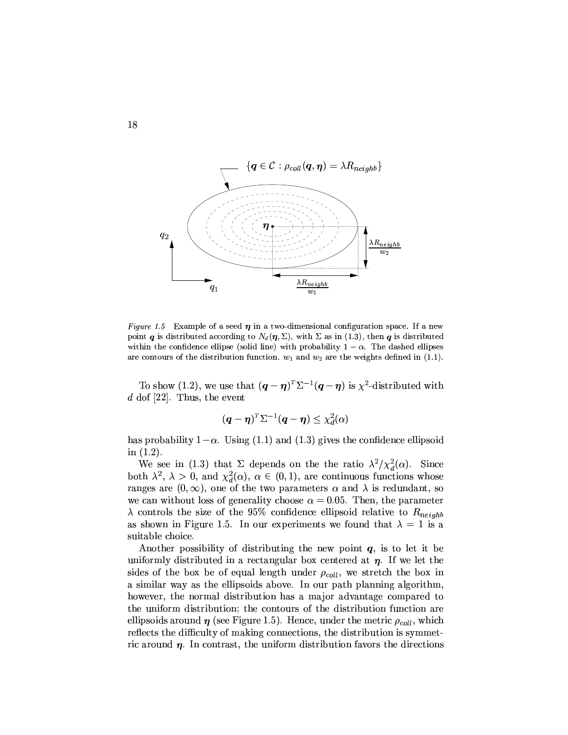$\{q \in \mathcal{C} : \rho_{coll}(q, \eta) = \lambda R_{neighb}\}$

*Figure 1.5* Example of a seed $\boldsymbol{\eta}$ in a two-dimensional configuration space. If a new point $\boldsymbol{q}$ is distributed according to $N_d(\boldsymbol{\eta}, \Sigma)$, with $\Sigma$ as in (1.3), then $\boldsymbol{q}$ is distributed within the confidence ellipse (solid line) with probability $1 - \alpha$. The dashed ellipses are contours of the distribution function. $w_1$ and $w_2$ are the weights defined in (1.1).

To show (1.2), we use that $(\boldsymbol{q} - \boldsymbol{\eta})^T \Sigma^{-1} (\boldsymbol{q} - \boldsymbol{\eta})$ is $\chi^2$-distributed with $d$ dof [22]. Thus, the event

$$(\boldsymbol{q} - \boldsymbol{\eta})^T \Sigma^{-1} (\boldsymbol{q} - \boldsymbol{\eta}) \leq \chi_d^2(\alpha)$$

has probability $1 - \alpha$. Using (1.1) and (1.3) gives the confidence ellipsoid in (1.2).

We see in (1.3) that $\Sigma$ depends on the the ratio $\lambda^2 / \chi_d^2(\alpha)$. Since both $\lambda^2$, $\lambda > 0$, and $\chi_d^2(\alpha)$, $\alpha \in (0, 1)$, are continuous functions whose ranges are $(0, \infty)$, one of the two parameters $\alpha$ and $\lambda$ is redundant, so we can without loss of generality choose $\alpha = 0.05$. Then, the parameter $\lambda$ controls the size of the 95% confidence ellipsoid relative to $R_{neighb}$ as shown in Figure 1.5. In our experiments we found that $\lambda = 1$ is a suitable choice.

Another possibility of distributing the new point $\boldsymbol{q}$, is to let it be uniformly distributed in a rectangular box centered at $\boldsymbol{\eta}$. If we let the sides of the box be of equal length under $\rho_{coll}$, we stretch the box in a similar way as the ellipsoids above. In our path planning algorithm, however, the normal distribution has a major advantage compared to the uniform distribution; the contours of the distribution function are ellipsoids around $\boldsymbol{\eta}$ (see Figure 1.5). Hence, under the metric $\rho_{coll}$, which reflects the difficulty of making connections, the distribution is symmetric around $\boldsymbol{\eta}$. In contrast, the uniform distribution favors the directions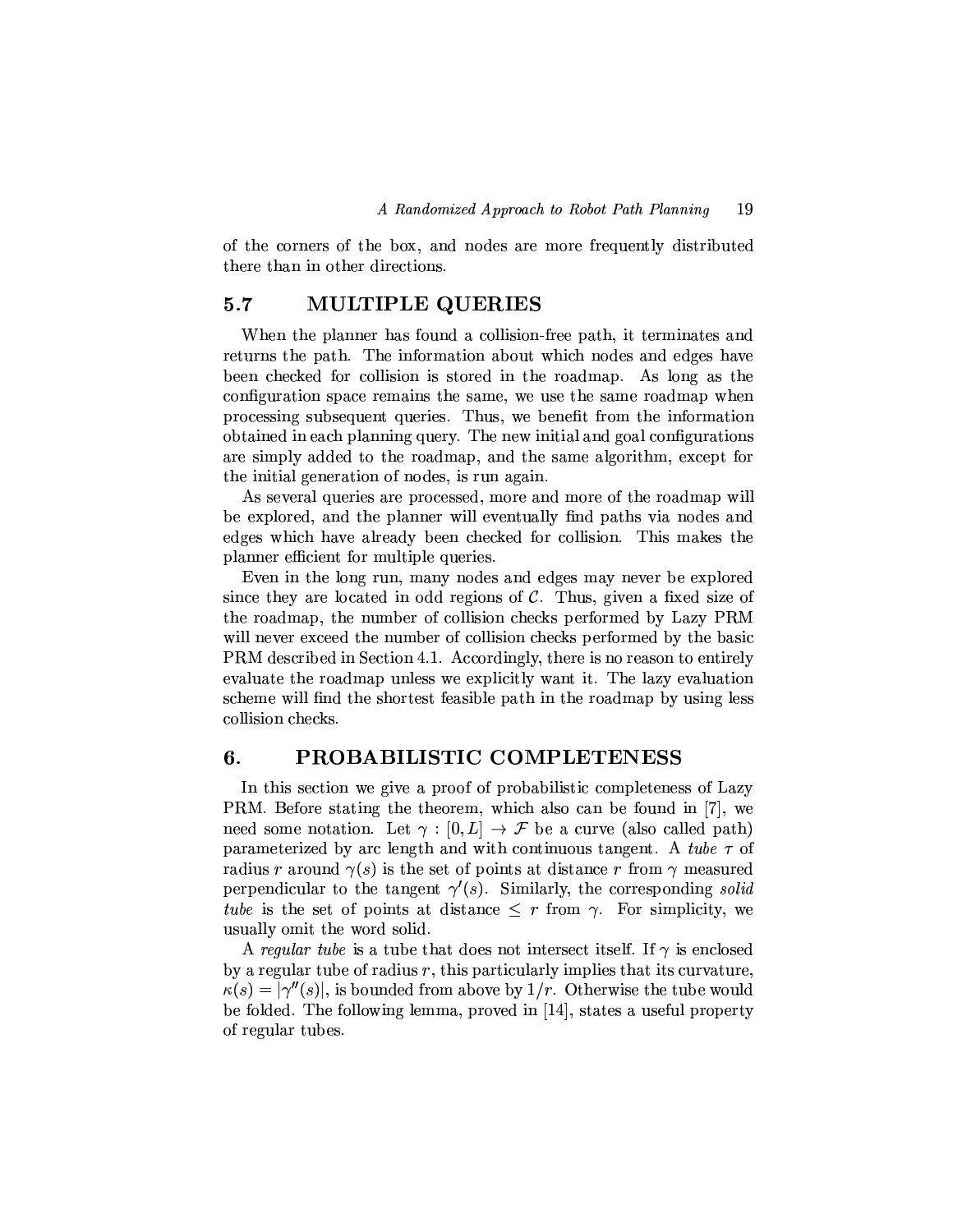of the corners of the box, and nodes are more frequently distributed there than in other directions.

## 5.7 MULTIPLE QUERIES

When the planner has found a collision-free path, it terminates and returns the path. The information about which nodes and edges have been checked for collision is stored in the roadmap. As long as the configuration space remains the same, we use the same roadmap when processing subsequent queries. Thus, we benefit from the information obtained in each planning query. The new initial and goal configurations are simply added to the roadmap, and the same algorithm, except for the initial generation of nodes, is run again.

As several queries are processed, more and more of the roadmap will be explored, and the planner will eventually find paths via nodes and edges which have already been checked for collision. This makes the planner efficient for multiple queries.

Even in the long run, many nodes and edges may never be explored since they are located in odd regions of $\mathcal{C}$. Thus, given a fixed size of the roadmap, the number of collision checks performed by Lazy PRM will never exceed the number of collision checks performed by the basic PRM described in Section 4.1. Accordingly, there is no reason to entirely evaluate the roadmap unless we explicitly want it. The lazy evaluation scheme will find the shortest feasible path in the roadmap by using less collision checks.

# 6. PROBABILISTIC COMPLETENESS

In this section we give a proof of probabilistic completeness of Lazy PRM. Before stating the theorem, which also can be found in [7], we need some notation. Let $\gamma : [0, L] \rightarrow \mathcal{F}$ be a curve (also called path) parameterized by arc length and with continuous tangent. A *tube* $\tau$ of radius $r$ around $\gamma(s)$ is the set of points at distance $r$ from $\gamma$ measured perpendicular to the tangent $\gamma'(s)$. Similarly, the corresponding *solid tube* is the set of points at distance $\leq r$ from $\gamma$. For simplicity, we usually omit the word solid.

A *regular tube* is a tube that does not intersect itself. If $\gamma$ is enclosed by a regular tube of radius $r$, this particularly implies that its curvature, $\kappa(s) = |\gamma''(s)|$, is bounded from above by $1/r$. Otherwise the tube would be folded. The following lemma, proved in [14], states a useful property of regular tubes.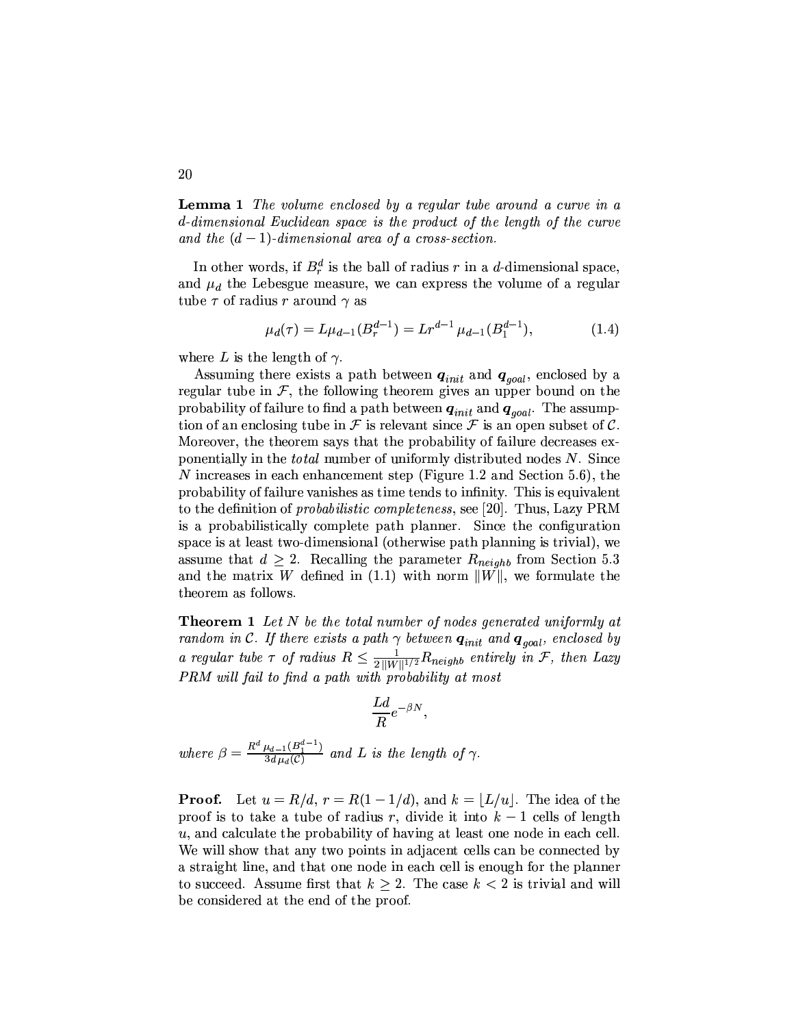**Lemma 1** *The volume enclosed by a regular tube around a curve in a d-dimensional Euclidean space is the product of the length of the curve and the $(d-1)$-dimensional area of a cross-section.*

In other words, if $B_r^d$ is the ball of radius $r$ in a $d$-dimensional space, and $\mu_d$ the Lebesgue measure, we can express the volume of a regular tube $\tau$ of radius $r$ around $\gamma$ as

$$\mu_d(\tau) = L\mu_{d-1}(B_r^{d-1}) = Lr^{d-1}\,\mu_{d-1}(B_1^{d-1}), \tag{1.4}$$

where $L$ is the length of $\gamma$.

Assuming there exists a path between $\boldsymbol{q}_{init}$ and $\boldsymbol{q}_{goal}$, enclosed by a regular tube in $\mathcal{F}$, the following theorem gives an upper bound on the probability of failure to find a path between $\boldsymbol{q}_{init}$ and $\boldsymbol{q}_{goal}$. The assumption of an enclosing tube in $\mathcal{F}$ is relevant since $\mathcal{F}$ is an open subset of $\mathcal{C}$. Moreover, the theorem says that the probability of failure decreases exponentially in the *total* number of uniformly distributed nodes $N$. Since $N$ increases in each enhancement step (Figure 1.2 and Section 5.6), the probability of failure vanishes as time tends to infinity. This is equivalent to the definition of *probabilistic completeness*, see [20]. Thus, Lazy PRM is a probabilistically complete path planner. Since the configuration space is at least two-dimensional (otherwise path planning is trivial), we assume that $d \geq 2$. Recalling the parameter $R_{neighb}$ from Section 5.3 and the matrix $W$ defined in (1.1) with norm $\|W\|$, we formulate the theorem as follows.

**Theorem 1** *Let $N$ be the total number of nodes generated uniformly at random in $\mathcal{C}$. If there exists a path $\gamma$ between $\boldsymbol{q}_{init}$ and $\boldsymbol{q}_{goal}$, enclosed by a regular tube $\tau$ of radius $R \leq \frac{1}{2\|W\|^{1/2}}R_{neighb}$ entirely in $\mathcal{F}$, then Lazy PRM will fail to find a path with probability at most*

$$\frac{Ld}{R}e^{-\beta N},$$

*where $\beta = \frac{R^d\,\mu_{d-1}(B_1^{d-1})}{3d\,\mu_d(\mathcal{C})}$ and $L$ is the length of $\gamma$.*

**Proof.** Let $u = R/d$, $r = R(1-1/d)$, and $k = \lfloor L/u \rfloor$. The idea of the proof is to take a tube of radius $r$, divide it into $k-1$ cells of length $u$, and calculate the probability of having at least one node in each cell. We will show that any two points in adjacent cells can be connected by a straight line, and that one node in each cell is enough for the planner to succeed. Assume first that $k \geq 2$. The case $k < 2$ is trivial and will be considered at the end of the proof.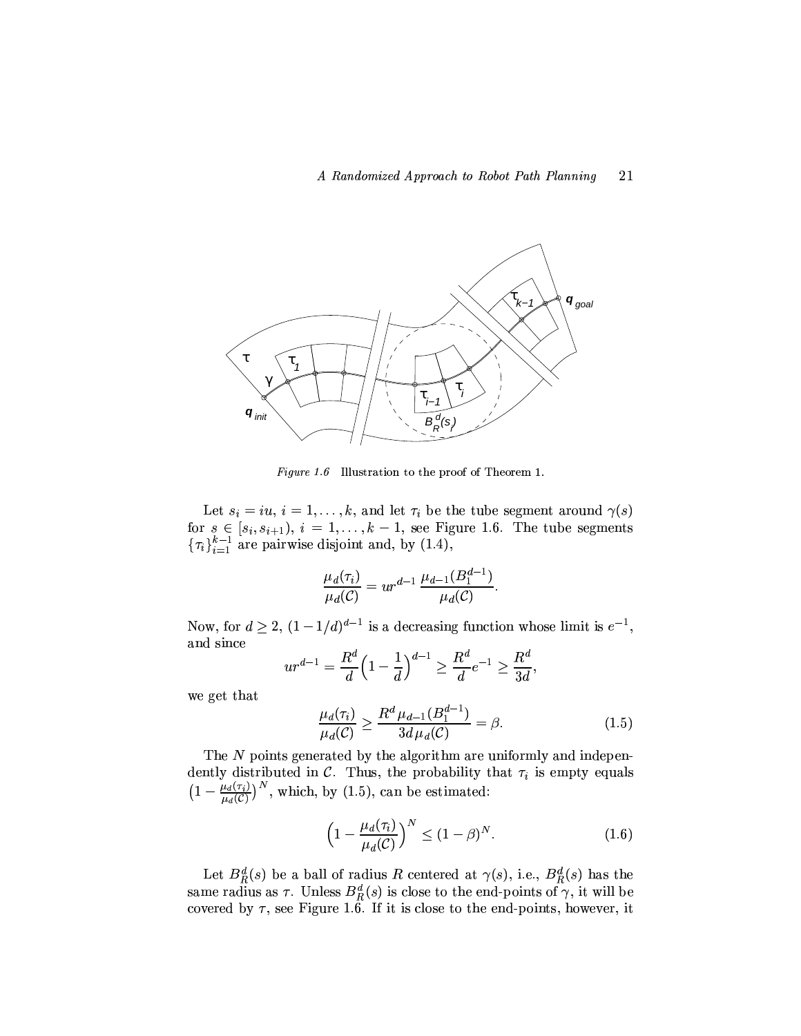*Figure 1.6* Illustration to the proof of Theorem 1.

Let $s_i = iu$, $i = 1, \ldots, k$, and let $\tau_i$ be the tube segment around $\gamma(s)$ for $s \in [s_i, s_{i+1})$, $i = 1, \ldots, k-1$, see Figure 1.6. The tube segments $\{\tau_i\}_{i=1}^{k-1}$ are pairwise disjoint and, by (1.4),

$$\frac{\mu_d(\tau_i)}{\mu_d(\mathcal{C})} = ur^{d-1} \frac{\mu_{d-1}(B_1^{d-1})}{\mu_d(\mathcal{C})}.$$

Now, for $d \geq 2$, $(1 - 1/d)^{d-1}$ is a decreasing function whose limit is $e^{-1}$, and since

$$ur^{d-1} = \frac{R^d}{d}\Big(1 - \frac{1}{d}\Big)^{d-1} \geq \frac{R^d}{d} e^{-1} \geq \frac{R^d}{3d},$$

we get that

$$\frac{\mu_d(\tau_i)}{\mu_d(\mathcal{C})} \geq \frac{R^d \mu_{d-1}(B_1^{d-1})}{3d\,\mu_d(\mathcal{C})} = \beta. \tag{1.5}$$

The $N$ points generated by the algorithm are uniformly and independently distributed in $\mathcal{C}$. Thus, the probability that $\tau_i$ is empty equals $\left(1 - \frac{\mu_d(\tau_i)}{\mu_d(\mathcal{C})}\right)^N$, which, by (1.5), can be estimated:

$$\left(1 - \frac{\mu_d(\tau_i)}{\mu_d(\mathcal{C})}\right)^N \leq (1 - \beta)^N. \tag{1.6}$$

Let $B_R^d(s)$ be a ball of radius $R$ centered at $\gamma(s)$, i.e., $B_R^d(s)$ has the same radius as $\tau$. Unless $B_R^d(s)$ is close to the end-points of $\gamma$, it will be covered by $\tau$, see Figure 1.6. If it is close to the end-points, however, it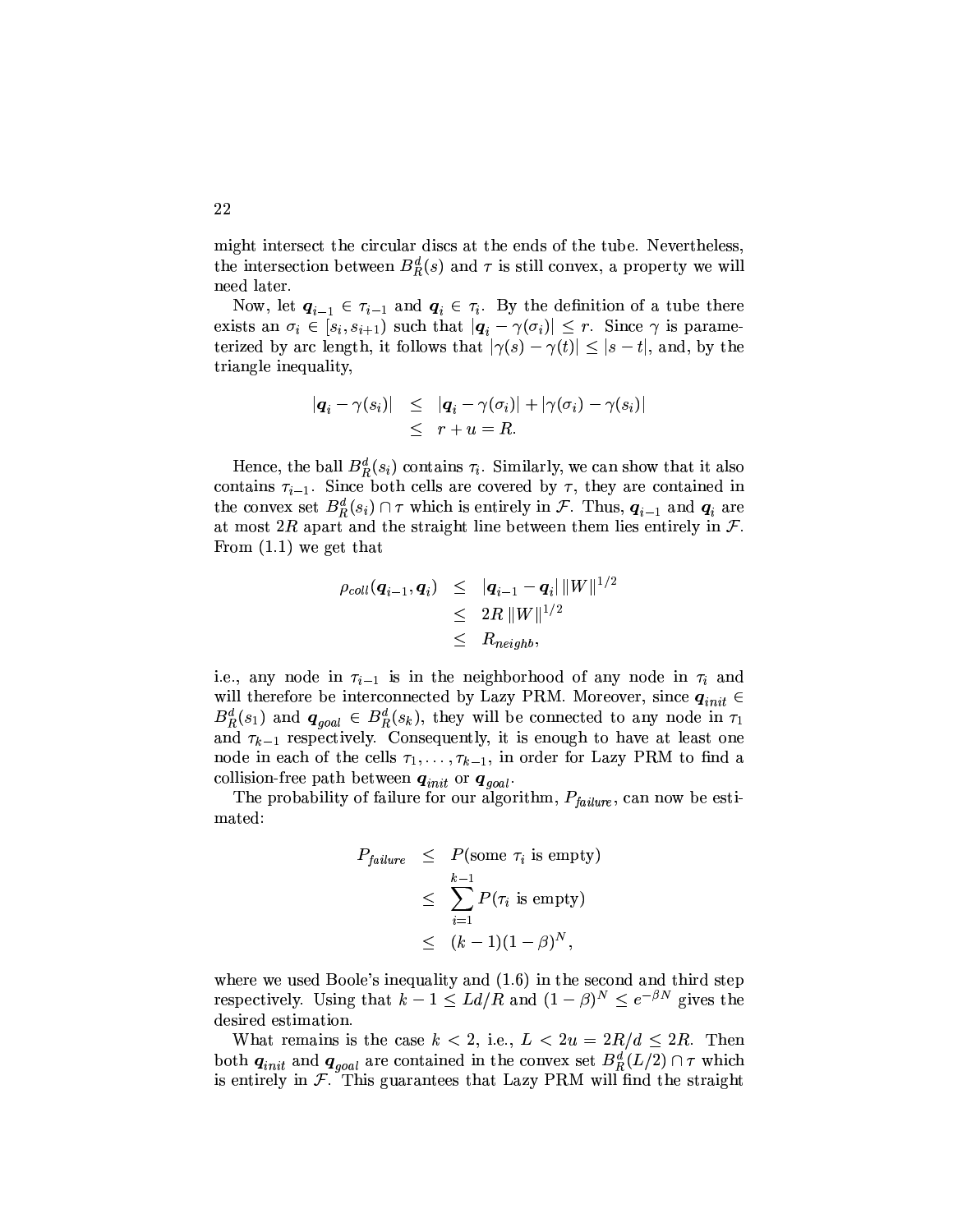might intersect the circular discs at the ends of the tube. Nevertheless, the intersection between $B_R^d(s)$ and $\tau$ is still convex, a property we will need later.

Now, let $\boldsymbol{q}_{i-1} \in \tau_{i-1}$ and $\boldsymbol{q}_i \in \tau_i$. By the definition of a tube there exists an $\sigma_i \in [s_i, s_{i+1})$ such that $|\boldsymbol{q}_i - \gamma(\sigma_i)| \leq r$. Since $\gamma$ is parameterized by arc length, it follows that $|\gamma(s) - \gamma(t)| \leq |s - t|$, and, by the triangle inequality,

$$
\begin{aligned}
|\boldsymbol{q}_i - \gamma(s_i)| &\leq |\boldsymbol{q}_i - \gamma(\sigma_i)| + |\gamma(\sigma_i) - \gamma(s_i)| \\
&\leq r + u = R.
\end{aligned}
$$

Hence, the ball $B_R^d(s_i)$ contains $\tau_i$. Similarly, we can show that it also contains $\tau_{i-1}$. Since both cells are covered by $\tau$, they are contained in the convex set $B_R^d(s_i) \cap \tau$ which is entirely in $\mathcal{F}$. Thus, $\boldsymbol{q}_{i-1}$ and $\boldsymbol{q}_i$ are at most $2R$ apart and the straight line between them lies entirely in $\mathcal{F}$. From (1.1) we get that

$$
\begin{aligned}
\rho_{coll}(\boldsymbol{q}_{i-1}, \boldsymbol{q}_i) &\leq |\boldsymbol{q}_{i-1} - \boldsymbol{q}_i| \, \|W\|^{1/2} \\
&\leq 2R \, \|W\|^{1/2} \\
&\leq R_{neighb},
\end{aligned}
$$

i.e., any node in $\tau_{i-1}$ is in the neighborhood of any node in $\tau_i$ and will therefore be interconnected by Lazy PRM. Moreover, since $\boldsymbol{q}_{init} \in B_R^d(s_1)$ and $\boldsymbol{q}_{goal} \in B_R^d(s_k)$, they will be connected to any node in $\tau_1$ and $\tau_{k-1}$ respectively. Consequently, it is enough to have at least one node in each of the cells $\tau_1, \ldots, \tau_{k-1}$, in order for Lazy PRM to find a collision-free path between $\boldsymbol{q}_{init}$ or $\boldsymbol{q}_{goal}$.

The probability of failure for our algorithm, $P_{failure}$, can now be estimated:

$$
\begin{aligned}
P_{failure} &\leq P(\text{some } \tau_i \text{ is empty}) \\
&\leq \sum_{i=1}^{k-1} P(\tau_i \text{ is empty}) \\
&\leq (k-1)(1-\beta)^N,
\end{aligned}
$$

where we used Boole's inequality and (1.6) in the second and third step respectively. Using that $k - 1 \leq Ld/R$ and $(1-\beta)^N \leq e^{-\beta N}$ gives the desired estimation.

What remains is the case $k < 2$, i.e., $L < 2u = 2R/d \leq 2R$. Then both $\boldsymbol{q}_{init}$ and $\boldsymbol{q}_{goal}$ are contained in the convex set $B_R^d(L/2) \cap \tau$ which is entirely in $\mathcal{F}$. This guarantees that Lazy PRM will find the straight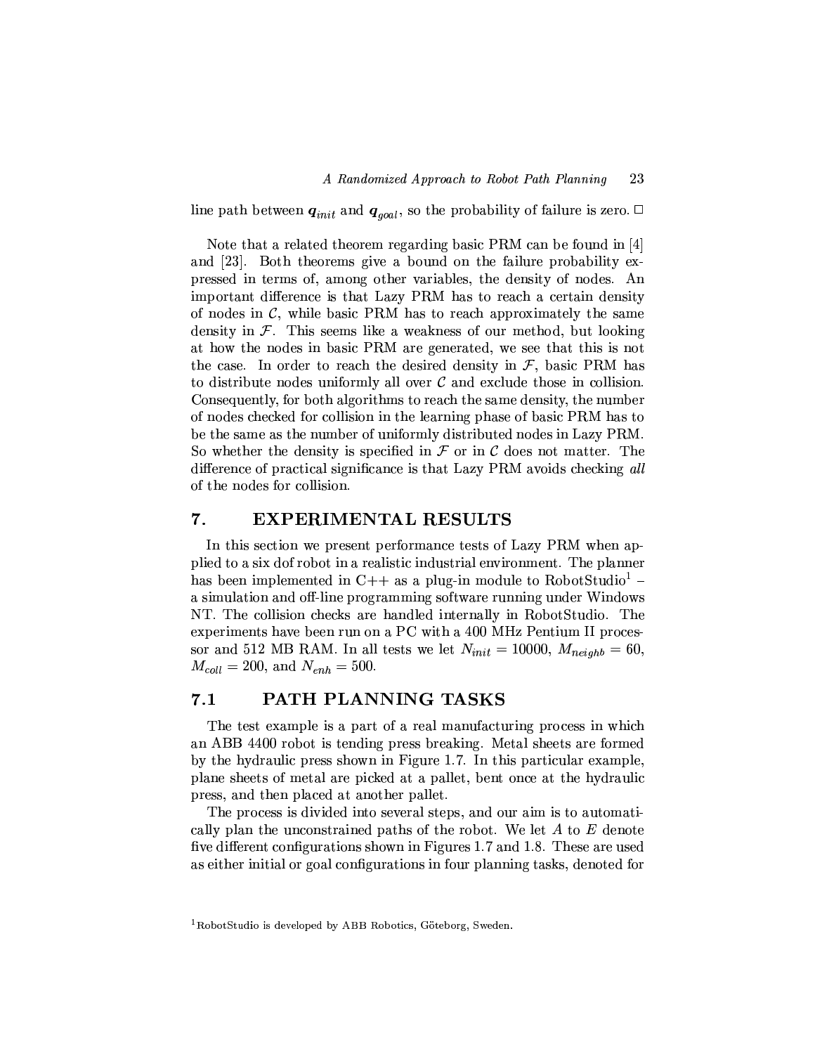line path between $\boldsymbol{q}_{init}$ and $\boldsymbol{q}_{goal}$, so the probability of failure is zero. $\square$

Note that a related theorem regarding basic PRM can be found in [4] and [23]. Both theorems give a bound on the failure probability expressed in terms of, among other variables, the density of nodes. An important difference is that Lazy PRM has to reach a certain density of nodes in $\mathcal{C}$, while basic PRM has to reach approximately the same density in $\mathcal{F}$. This seems like a weakness of our method, but looking at how the nodes in basic PRM are generated, we see that this is not the case. In order to reach the desired density in $\mathcal{F}$, basic PRM has to distribute nodes uniformly all over $\mathcal{C}$ and exclude those in collision. Consequently, for both algorithms to reach the same density, the number of nodes checked for collision in the learning phase of basic PRM has to be the same as the number of uniformly distributed nodes in Lazy PRM. So whether the density is specified in $\mathcal{F}$ or in $\mathcal{C}$ does not matter. The difference of practical significance is that Lazy PRM avoids checking *all* of the nodes for collision.

## 7. EXPERIMENTAL RESULTS

In this section we present performance tests of Lazy PRM when applied to a six dof robot in a realistic industrial environment. The planner has been implemented in C++ as a plug-in module to RobotStudio[1] – a simulation and off-line programming software running under Windows NT. The collision checks are handled internally in RobotStudio. The experiments have been run on a PC with a 400 MHz Pentium II processor and 512 MB RAM. In all tests we let $N_{init} = 10000$, $M_{neighb} = 60$, $M_{coll} = 200$, and $N_{enh} = 500$.

### 7.1 PATH PLANNING TASKS

The test example is a part of a real manufacturing process in which an ABB 4400 robot is tending press breaking. Metal sheets are formed by the hydraulic press shown in Figure 1.7. In this particular example, plane sheets of metal are picked at a pallet, bent once at the hydraulic press, and then placed at another pallet.

The process is divided into several steps, and our aim is to automatically plan the unconstrained paths of the robot. We let $A$ to $E$ denote five different configurations shown in Figures 1.7 and 1.8. These are used as either initial or goal configurations in four planning tasks, denoted for

[1] RobotStudio is developed by ABB Robotics, Göteborg, Sweden.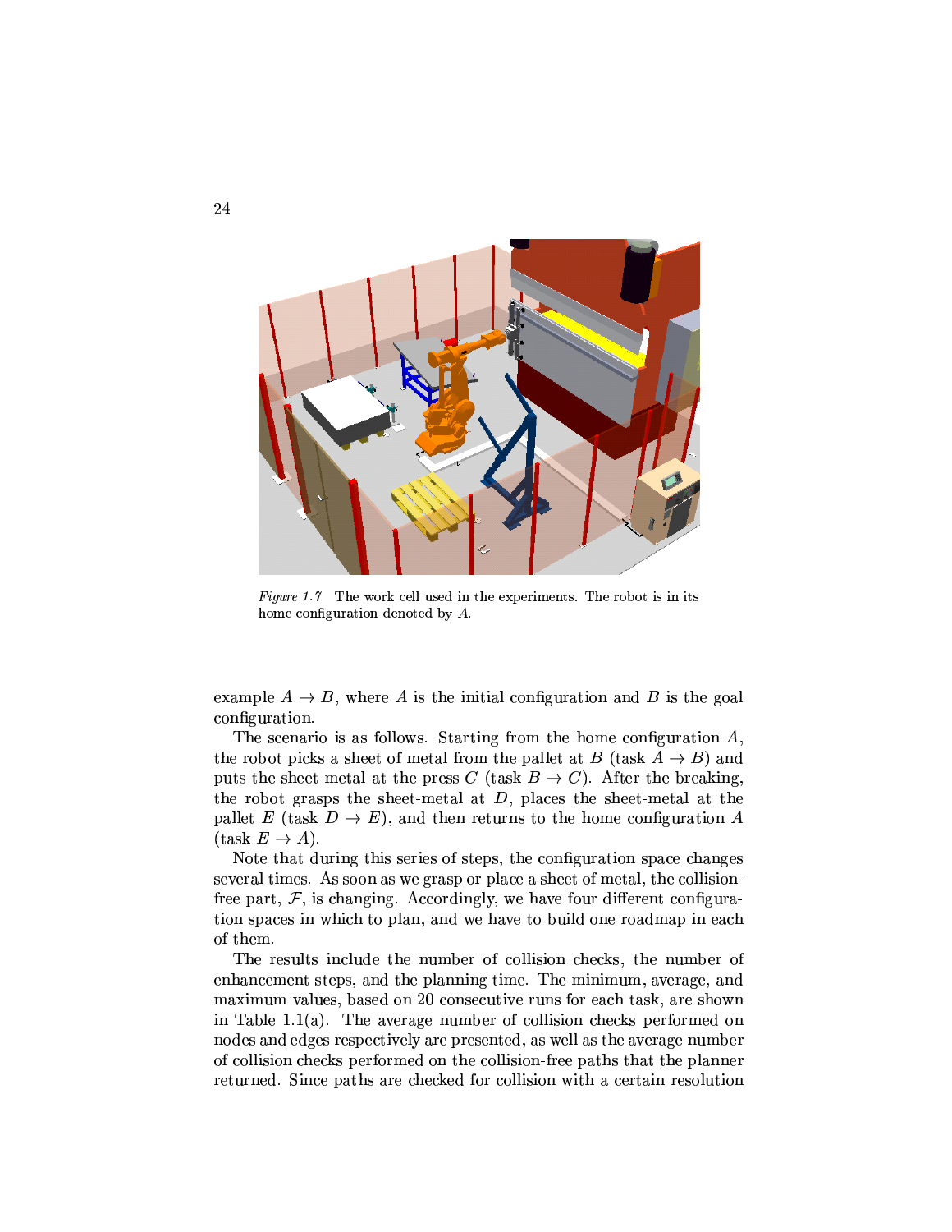*Figure 1.7* The work cell used in the experiments. The robot is in its home configuration denoted by $A$.

example $A \to B$, where $A$ is the initial configuration and $B$ is the goal configuration.

The scenario is as follows. Starting from the home configuration $A$, the robot picks a sheet of metal from the pallet at $B$ (task $A \to B$) and puts the sheet-metal at the press $C$ (task $B \to C$). After the breaking, the robot grasps the sheet-metal at $D$, places the sheet-metal at the pallet $E$ (task $D \to E$), and then returns to the home configuration $A$ (task $E \to A$).

Note that during this series of steps, the configuration space changes several times. As soon as we grasp or place a sheet of metal, the collision-free part, $\mathcal{F}$, is changing. Accordingly, we have four different configuration spaces in which to plan, and we have to build one roadmap in each of them.

The results include the number of collision checks, the number of enhancement steps, and the planning time. The minimum, average, and maximum values, based on 20 consecutive runs for each task, are shown in Table 1.1(a). The average number of collision checks performed on nodes and edges respectively are presented, as well as the average number of collision checks performed on the collision-free paths that the planner returned. Since paths are checked for collision with a certain resolution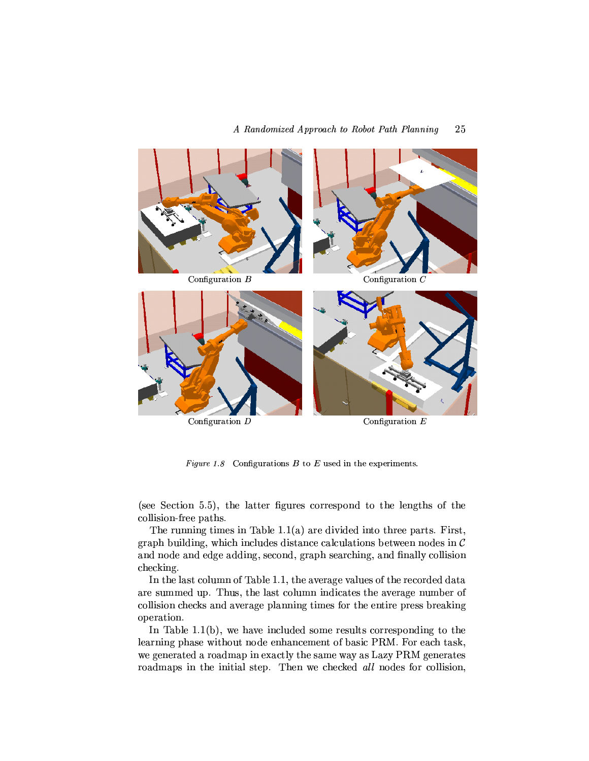Configuration $B$

Configuration $C$

Configuration $D$

Configuration $E$

*Figure 1.8* Configurations $B$ to $E$ used in the experiments.

(see Section 5.5), the latter figures correspond to the lengths of the collision-free paths.

The running times in Table 1.1(a) are divided into three parts. First, graph building, which includes distance calculations between nodes in $\mathcal{C}$ and node and edge adding, second, graph searching, and finally collision checking.

In the last column of Table 1.1, the average values of the recorded data are summed up. Thus, the last column indicates the average number of collision checks and average planning times for the entire press breaking operation.

In Table 1.1(b), we have included some results corresponding to the learning phase without node enhancement of basic PRM. For each task, we generated a roadmap in exactly the same way as Lazy PRM generates roadmaps in the initial step. Then we checked *all* nodes for collision,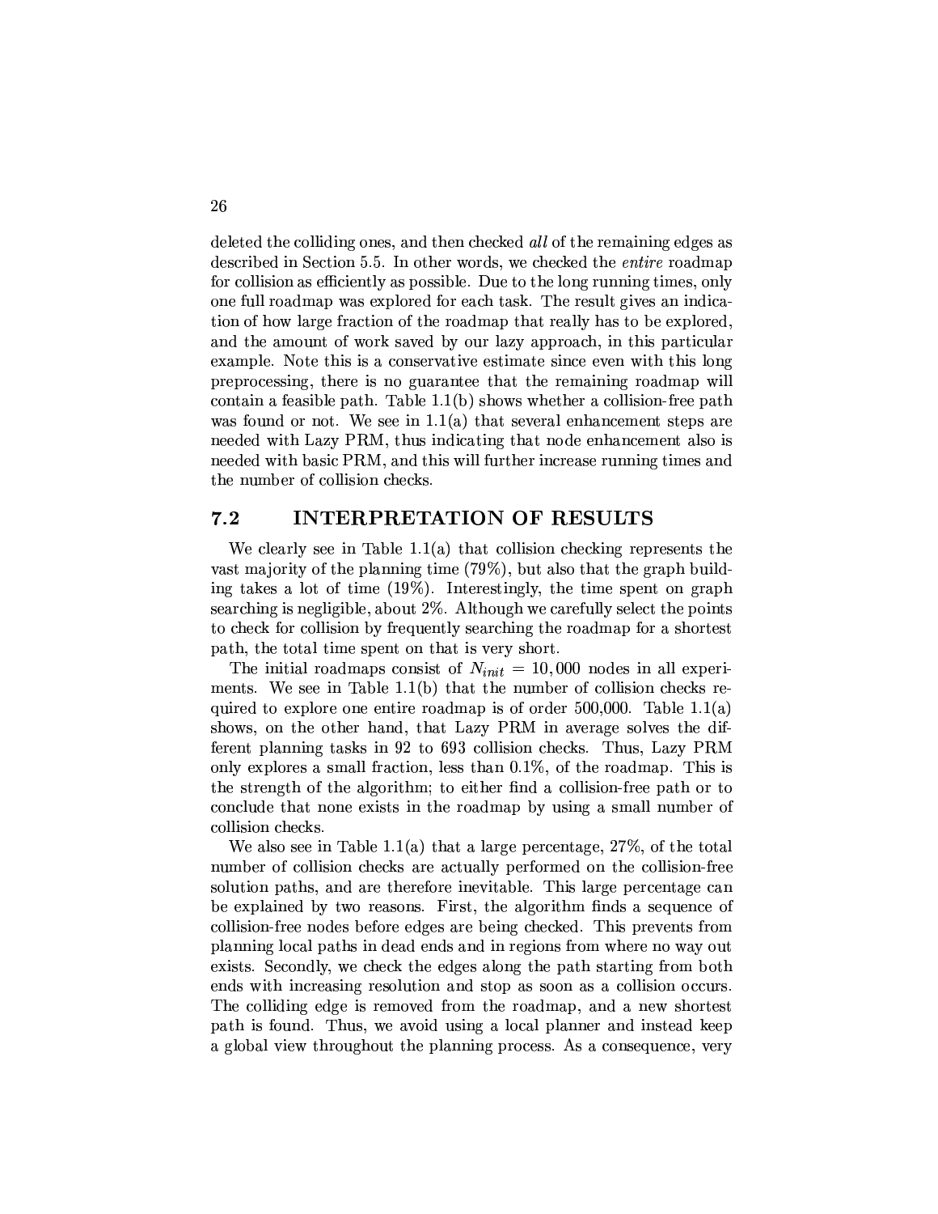deleted the colliding ones, and then checked *all* of the remaining edges as described in Section 5.5. In other words, we checked the *entire* roadmap for collision as efficiently as possible. Due to the long running times, only one full roadmap was explored for each task. The result gives an indication of how large fraction of the roadmap that really has to be explored, and the amount of work saved by our lazy approach, in this particular example. Note this is a conservative estimate since even with this long preprocessing, there is no guarantee that the remaining roadmap will contain a feasible path. Table 1.1(b) shows whether a collision-free path was found or not. We see in 1.1(a) that several enhancement steps are needed with Lazy PRM, thus indicating that node enhancement also is needed with basic PRM, and this will further increase running times and the number of collision checks.

## 7.2 INTERPRETATION OF RESULTS

We clearly see in Table 1.1(a) that collision checking represents the vast majority of the planning time (79%), but also that the graph building takes a lot of time (19%). Interestingly, the time spent on graph searching is negligible, about 2%. Although we carefully select the points to check for collision by frequently searching the roadmap for a shortest path, the total time spent on that is very short.

The initial roadmaps consist of $N_{init} = 10,000$ nodes in all experiments. We see in Table 1.1(b) that the number of collision checks required to explore one entire roadmap is of order 500,000. Table 1.1(a) shows, on the other hand, that Lazy PRM in average solves the different planning tasks in 92 to 693 collision checks. Thus, Lazy PRM only explores a small fraction, less than 0.1%, of the roadmap. This is the strength of the algorithm; to either find a collision-free path or to conclude that none exists in the roadmap by using a small number of collision checks.

We also see in Table 1.1(a) that a large percentage, 27%, of the total number of collision checks are actually performed on the collision-free solution paths, and are therefore inevitable. This large percentage can be explained by two reasons. First, the algorithm finds a sequence of collision-free nodes before edges are being checked. This prevents from planning local paths in dead ends and in regions from where no way out exists. Secondly, we check the edges along the path starting from both ends with increasing resolution and stop as soon as a collision occurs. The colliding edge is removed from the roadmap, and a new shortest path is found. Thus, we avoid using a local planner and instead keep a global view throughout the planning process. As a consequence, very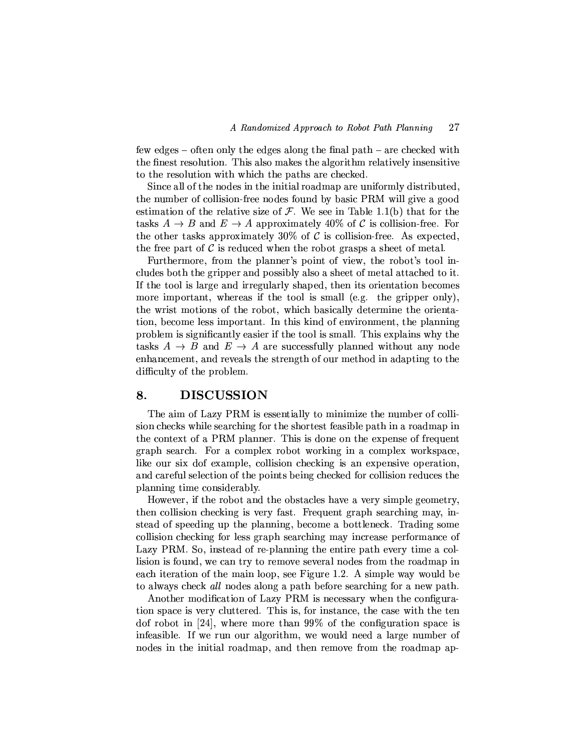few edges – often only the edges along the final path – are checked with the finest resolution. This also makes the algorithm relatively insensitive to the resolution with which the paths are checked.

Since all of the nodes in the initial roadmap are uniformly distributed, the number of collision-free nodes found by basic PRM will give a good estimation of the relative size of $\mathcal{F}$. We see in Table 1.1(b) that for the tasks $A \to B$ and $E \to A$ approximately 40% of $\mathcal{C}$ is collision-free. For the other tasks approximately 30% of $\mathcal{C}$ is collision-free. As expected, the free part of $\mathcal{C}$ is reduced when the robot grasps a sheet of metal.

Furthermore, from the planner's point of view, the robot's tool includes both the gripper and possibly also a sheet of metal attached to it. If the tool is large and irregularly shaped, then its orientation becomes more important, whereas if the tool is small (e.g. the gripper only), the wrist motions of the robot, which basically determine the orientation, become less important. In this kind of environment, the planning problem is significantly easier if the tool is small. This explains why the tasks $A \to B$ and $E \to A$ are successfully planned without any node enhancement, and reveals the strength of our method in adapting to the difficulty of the problem.

## 8. DISCUSSION

The aim of Lazy PRM is essentially to minimize the number of collision checks while searching for the shortest feasible path in a roadmap in the context of a PRM planner. This is done on the expense of frequent graph search. For a complex robot working in a complex workspace, like our six dof example, collision checking is an expensive operation, and careful selection of the points being checked for collision reduces the planning time considerably.

However, if the robot and the obstacles have a very simple geometry, then collision checking is very fast. Frequent graph searching may, instead of speeding up the planning, become a bottleneck. Trading some collision checking for less graph searching may increase performance of Lazy PRM. So, instead of re-planning the entire path every time a collision is found, we can try to remove several nodes from the roadmap in each iteration of the main loop, see Figure 1.2. A simple way would be to always check *all* nodes along a path before searching for a new path.

Another modification of Lazy PRM is necessary when the configuration space is very cluttered. This is, for instance, the case with the ten dof robot in [24], where more than 99% of the configuration space is infeasible. If we run our algorithm, we would need a large number of nodes in the initial roadmap, and then remove from the roadmap ap-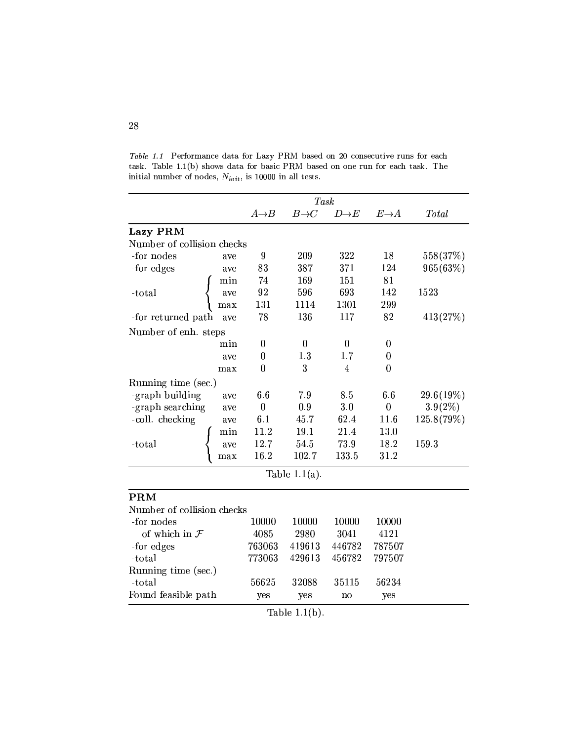*Table 1.1* Performance data for Lazy PRM based on 20 consecutive runs for each task. Table 1.1(b) shows data for basic PRM based on one run for each task. The initial number of nodes, $N_{init}$, is 10000 in all tests.

| | | *Task* | | | | |
|---|---|---|---|---|---|---|
| | | $A \rightarrow B$ | $B \rightarrow C$ | $D \rightarrow E$ | $E \rightarrow A$ | *Total* |
| **Lazy PRM** | | | | | | |
| Number of collision checks | | | | | | |
| -for nodes | ave | 9 | 209 | 322 | 18 | 558(37%) |
| -for edges | ave | 83 | 387 | 371 | 124 | 965(63%) |
| -total | min | 74 | 169 | 151 | 81 | |
| | ave | 92 | 596 | 693 | 142 | 1523 |
| | max | 131 | 1114 | 1301 | 299 | |
| -for returned path | ave | 78 | 136 | 117 | 82 | 413(27%) |
| Number of enh. steps | | | | | | |
| | min | 0 | 0 | 0 | 0 | |
| | ave | 0 | 1.3 | 1.7 | 0 | |
| | max | 0 | 3 | 4 | 0 | |
| Running time (sec.) | | | | | | |
| -graph building | ave | 6.6 | 7.9 | 8.5 | 6.6 | 29.6(19%) |
| -graph searching | ave | 0 | 0.9 | 3.0 | 0 | 3.9(2%) |
| -coll. checking | ave | 6.1 | 45.7 | 62.4 | 11.6 | 125.8(79%) |
| -total | min | 11.2 | 19.1 | 21.4 | 13.0 | |
| | ave | 12.7 | 54.5 | 73.9 | 18.2 | 159.3 |
| | max | 16.2 | 102.7 | 133.5 | 31.2 | |

Table 1.1(a).

| | $A \rightarrow B$ | $B \rightarrow C$ | $D \rightarrow E$ | $E \rightarrow A$ |
|---|---|---|---|---|
| **PRM** | | | | |
| Number of collision checks | | | | |
| -for nodes | 10000 | 10000 | 10000 | 10000 |
| of which in $\mathcal{F}$ | 4085 | 2980 | 3041 | 4121 |
| -for edges | 763063 | 419613 | 446782 | 787507 |
| -total | 773063 | 429613 | 456782 | 797507 |
| Running time (sec.) | | | | |
| -total | 56625 | 32088 | 35115 | 56234 |
| Found feasible path | yes | yes | no | yes |

Table 1.1(b).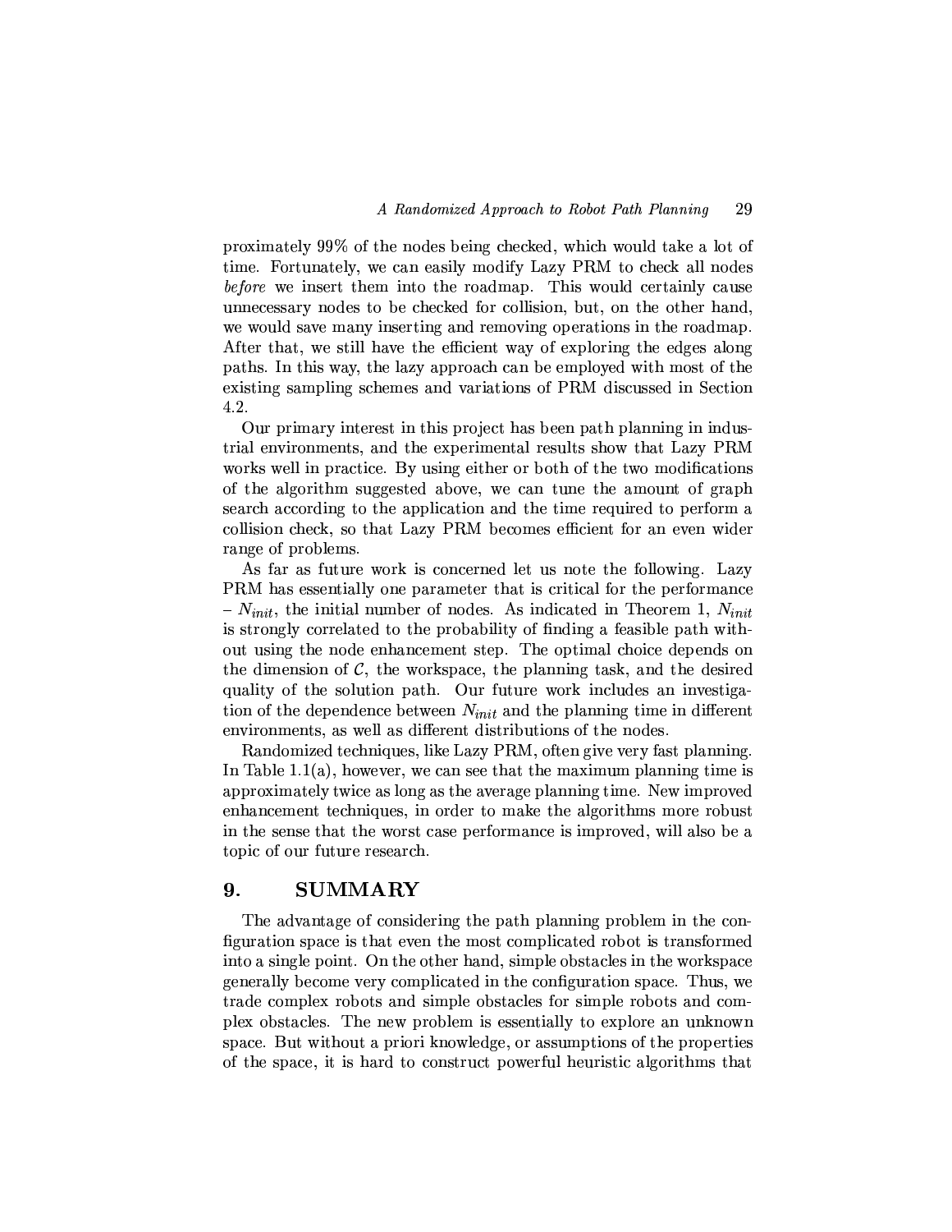proximately 99% of the nodes being checked, which would take a lot of time. Fortunately, we can easily modify Lazy PRM to check all nodes *before* we insert them into the roadmap. This would certainly cause unnecessary nodes to be checked for collision, but, on the other hand, we would save many inserting and removing operations in the roadmap. After that, we still have the efficient way of exploring the edges along paths. In this way, the lazy approach can be employed with most of the existing sampling schemes and variations of PRM discussed in Section 4.2.

Our primary interest in this project has been path planning in industrial environments, and the experimental results show that Lazy PRM works well in practice. By using either or both of the two modifications of the algorithm suggested above, we can tune the amount of graph search according to the application and the time required to perform a collision check, so that Lazy PRM becomes efficient for an even wider range of problems.

As far as future work is concerned let us note the following. Lazy PRM has essentially one parameter that is critical for the performance – $N_{init}$, the initial number of nodes. As indicated in Theorem 1, $N_{init}$ is strongly correlated to the probability of finding a feasible path without using the node enhancement step. The optimal choice depends on the dimension of $\mathcal{C}$, the workspace, the planning task, and the desired quality of the solution path. Our future work includes an investigation of the dependence between $N_{init}$ and the planning time in different environments, as well as different distributions of the nodes.

Randomized techniques, like Lazy PRM, often give very fast planning. In Table 1.1(a), however, we can see that the maximum planning time is approximately twice as long as the average planning time. New improved enhancement techniques, in order to make the algorithms more robust in the sense that the worst case performance is improved, will also be a topic of our future research.

## 9. SUMMARY

The advantage of considering the path planning problem in the configuration space is that even the most complicated robot is transformed into a single point. On the other hand, simple obstacles in the workspace generally become very complicated in the configuration space. Thus, we trade complex robots and simple obstacles for simple robots and complex obstacles. The new problem is essentially to explore an unknown space. But without a priori knowledge, or assumptions of the properties of the space, it is hard to construct powerful heuristic algorithms that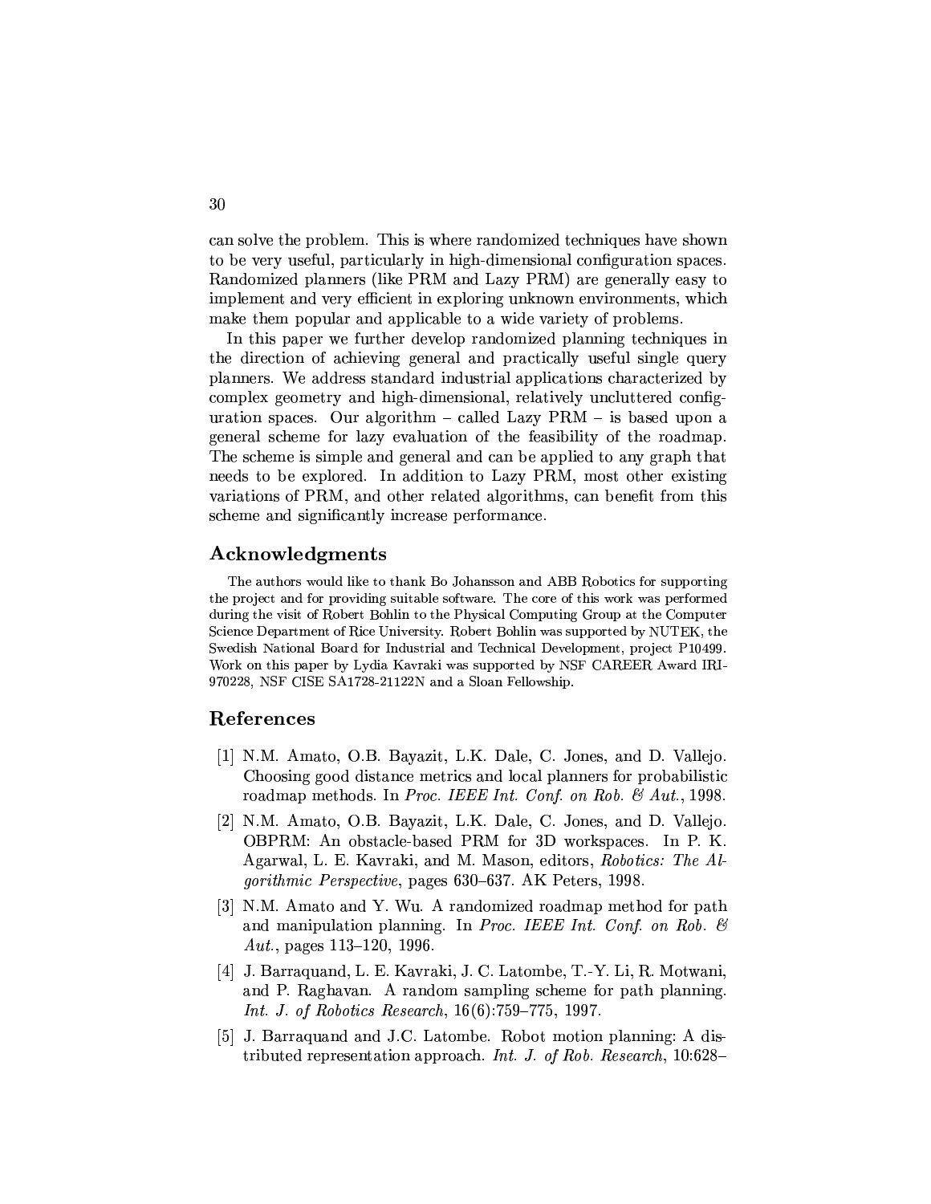can solve the problem. This is where randomized techniques have shown to be very useful, particularly in high-dimensional configuration spaces. Randomized planners (like PRM and Lazy PRM) are generally easy to implement and very efficient in exploring unknown environments, which make them popular and applicable to a wide variety of problems.

In this paper we further develop randomized planning techniques in the direction of achieving general and practically useful single query planners. We address standard industrial applications characterized by complex geometry and high-dimensional, relatively uncluttered configuration spaces. Our algorithm – called Lazy PRM – is based upon a general scheme for lazy evaluation of the feasibility of the roadmap. The scheme is simple and general and can be applied to any graph that needs to be explored. In addition to Lazy PRM, most other existing variations of PRM, and other related algorithms, can benefit from this scheme and significantly increase performance.

## Acknowledgments

The authors would like to thank Bo Johansson and ABB Robotics for supporting the project and for providing suitable software. The core of this work was performed during the visit of Robert Bohlin to the Physical Computing Group at the Computer Science Department of Rice University. Robert Bohlin was supported by NUTEK, the Swedish National Board for Industrial and Technical Development, project P10499. Work on this paper by Lydia Kavraki was supported by NSF CAREER Award IRI-970228, NSF CISE SA1728-21122N and a Sloan Fellowship.

## References

[1] N.M. Amato, O.B. Bayazit, L.K. Dale, C. Jones, and D. Vallejo. Choosing good distance metrics and local planners for probabilistic roadmap methods. In *Proc. IEEE Int. Conf. on Rob. & Aut.*, 1998.

[2] N.M. Amato, O.B. Bayazit, L.K. Dale, C. Jones, and D. Vallejo. OBPRM: An obstacle-based PRM for 3D workspaces. In P. K. Agarwal, L. E. Kavraki, and M. Mason, editors, *Robotics: The Algorithmic Perspective*, pages 630–637. AK Peters, 1998.

[3] N.M. Amato and Y. Wu. A randomized roadmap method for path and manipulation planning. In *Proc. IEEE Int. Conf. on Rob. & Aut.*, pages 113–120, 1996.

[4] J. Barraquand, L. E. Kavraki, J. C. Latombe, T.-Y. Li, R. Motwani, and P. Raghavan. A random sampling scheme for path planning. *Int. J. of Robotics Research*, 16(6):759–775, 1997.

[5] J. Barraquand and J.C. Latombe. Robot motion planning: A distributed representation approach. *Int. J. of Rob. Research*, 10:628–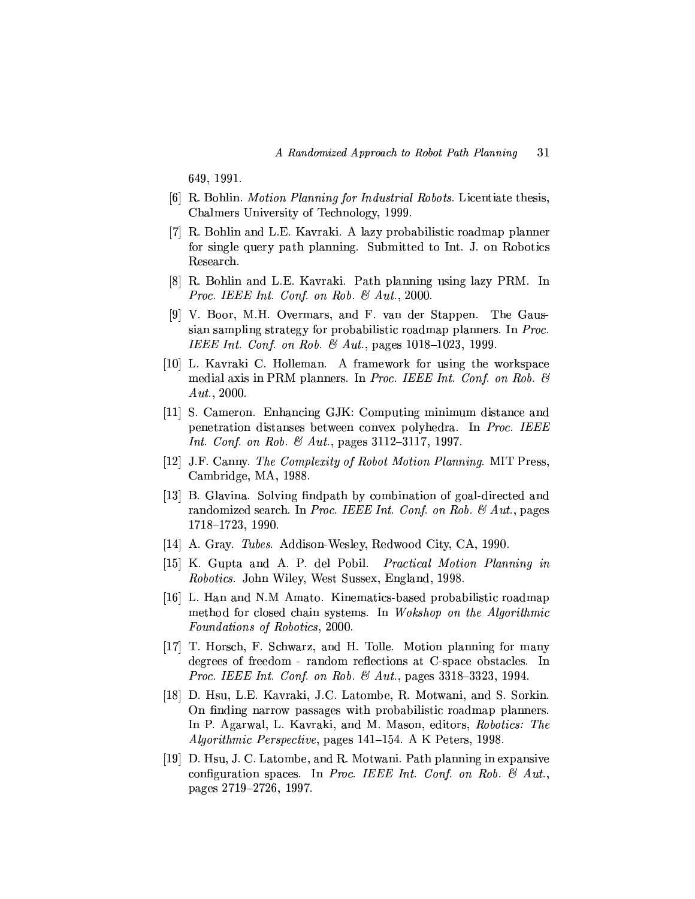649, 1991.

[6] R. Bohlin. *Motion Planning for Industrial Robots.* Licentiate thesis, Chalmers University of Technology, 1999.

[7] R. Bohlin and L.E. Kavraki. A lazy probabilistic roadmap planner for single query path planning. Submitted to Int. J. on Robotics Research.

[8] R. Bohlin and L.E. Kavraki. Path planning using lazy PRM. In *Proc. IEEE Int. Conf. on Rob. & Aut.*, 2000.

[9] V. Boor, M.H. Overmars, and F. van der Stappen. The Gaussian sampling strategy for probabilistic roadmap planners. In *Proc. IEEE Int. Conf. on Rob. & Aut.*, pages 1018–1023, 1999.

[10] L. Kavraki C. Holleman. A framework for using the workspace medial axis in PRM planners. In *Proc. IEEE Int. Conf. on Rob. & Aut.*, 2000.

[11] S. Cameron. Enhancing GJK: Computing minimum distance and penetration distanses between convex polyhedra. In *Proc. IEEE Int. Conf. on Rob. & Aut.*, pages 3112–3117, 1997.

[12] J.F. Canny. *The Complexity of Robot Motion Planning.* MIT Press, Cambridge, MA, 1988.

[13] B. Glavina. Solving findpath by combination of goal-directed and randomized search. In *Proc. IEEE Int. Conf. on Rob. & Aut.*, pages 1718–1723, 1990.

[14] A. Gray. *Tubes.* Addison-Wesley, Redwood City, CA, 1990.

[15] K. Gupta and A. P. del Pobil. *Practical Motion Planning in Robotics.* John Wiley, West Sussex, England, 1998.

[16] L. Han and N.M Amato. Kinematics-based probabilistic roadmap method for closed chain systems. In *Wokshop on the Algorithmic Foundations of Robotics*, 2000.

[17] T. Horsch, F. Schwarz, and H. Tolle. Motion planning for many degrees of freedom - random reflections at C-space obstacles. In *Proc. IEEE Int. Conf. on Rob. & Aut.*, pages 3318–3323, 1994.

[18] D. Hsu, L.E. Kavraki, J.C. Latombe, R. Motwani, and S. Sorkin. On finding narrow passages with probabilistic roadmap planners. In P. Agarwal, L. Kavraki, and M. Mason, editors, *Robotics: The Algorithmic Perspective*, pages 141–154. A K Peters, 1998.

[19] D. Hsu, J. C. Latombe, and R. Motwani. Path planning in expansive configuration spaces. In *Proc. IEEE Int. Conf. on Rob. & Aut.*, pages 2719–2726, 1997.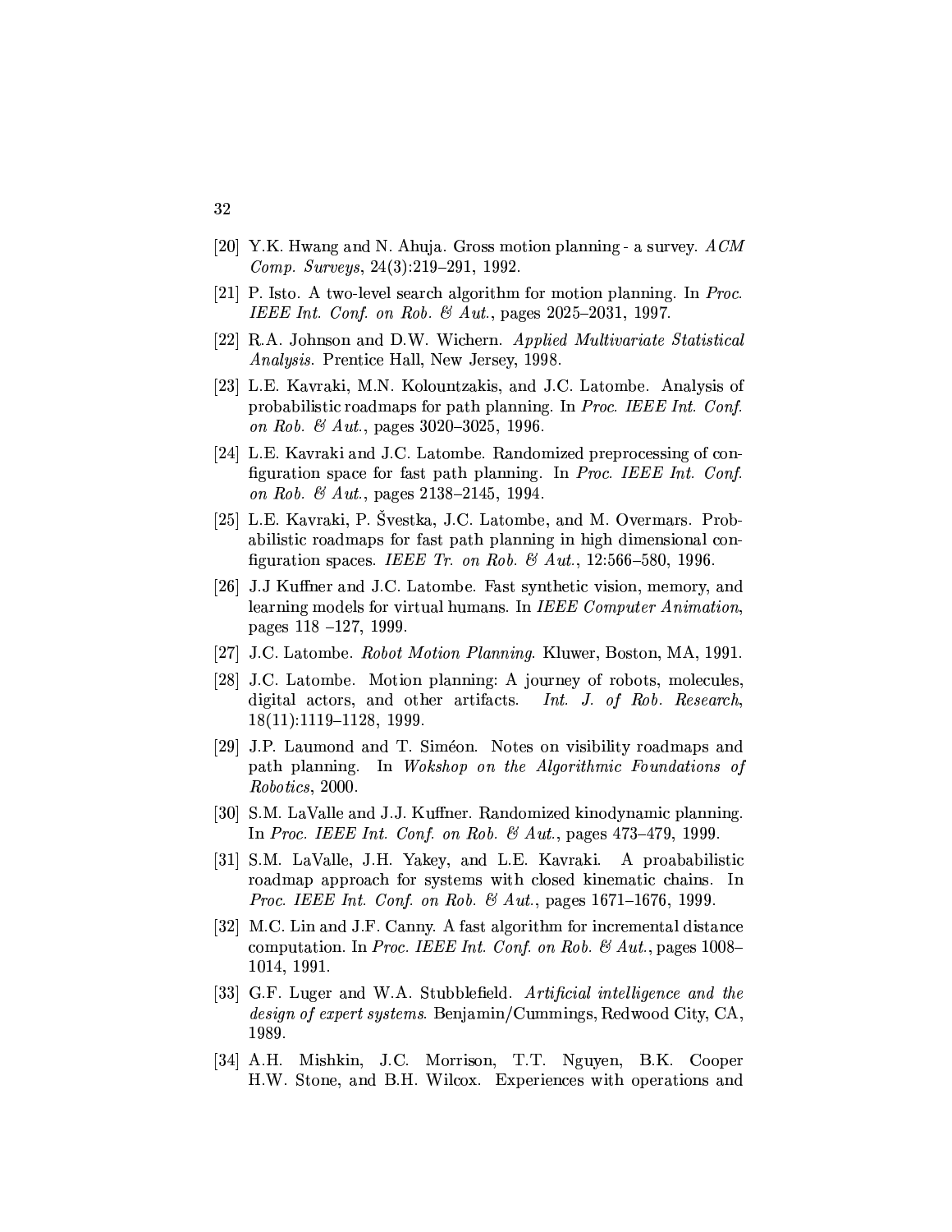[20] Y.K. Hwang and N. Ahuja. Gross motion planning - a survey. *ACM Comp. Surveys*, 24(3):219–291, 1992.

[21] P. Isto. A two-level search algorithm for motion planning. In *Proc. IEEE Int. Conf. on Rob. & Aut.*, pages 2025–2031, 1997.

[22] R.A. Johnson and D.W. Wichern. *Applied Multivariate Statistical Analysis*. Prentice Hall, New Jersey, 1998.

[23] L.E. Kavraki, M.N. Kolountzakis, and J.C. Latombe. Analysis of probabilistic roadmaps for path planning. In *Proc. IEEE Int. Conf. on Rob. & Aut.*, pages 3020–3025, 1996.

[24] L.E. Kavraki and J.C. Latombe. Randomized preprocessing of configuration space for fast path planning. In *Proc. IEEE Int. Conf. on Rob. & Aut.*, pages 2138–2145, 1994.

[25] L.E. Kavraki, P. Švestka, J.C. Latombe, and M. Overmars. Probabilistic roadmaps for fast path planning in high dimensional configuration spaces. *IEEE Tr. on Rob. & Aut.*, 12:566–580, 1996.

[26] J.J Kuffner and J.C. Latombe. Fast synthetic vision, memory, and learning models for virtual humans. In *IEEE Computer Animation*, pages 118 –127, 1999.

[27] J.C. Latombe. *Robot Motion Planning*. Kluwer, Boston, MA, 1991.

[28] J.C. Latombe. Motion planning: A journey of robots, molecules, digital actors, and other artifacts. *Int. J. of Rob. Research*, 18(11):1119–1128, 1999.

[29] J.P. Laumond and T. Siméon. Notes on visibility roadmaps and path planning. In *Wokshop on the Algorithmic Foundations of Robotics*, 2000.

[30] S.M. LaValle and J.J. Kuffner. Randomized kinodynamic planning. In *Proc. IEEE Int. Conf. on Rob. & Aut.*, pages 473–479, 1999.

[31] S.M. LaValle, J.H. Yakey, and L.E. Kavraki. A proababilistic roadmap approach for systems with closed kinematic chains. In *Proc. IEEE Int. Conf. on Rob. & Aut.*, pages 1671–1676, 1999.

[32] M.C. Lin and J.F. Canny. A fast algorithm for incremental distance computation. In *Proc. IEEE Int. Conf. on Rob. & Aut.*, pages 1008–1014, 1991.

[33] G.F. Luger and W.A. Stubblefield. *Artificial intelligence and the design of expert systems*. Benjamin/Cummings, Redwood City, CA, 1989.

[34] A.H. Mishkin, J.C. Morrison, T.T. Nguyen, B.K. Cooper H.W. Stone, and B.H. Wilcox. Experiences with operations and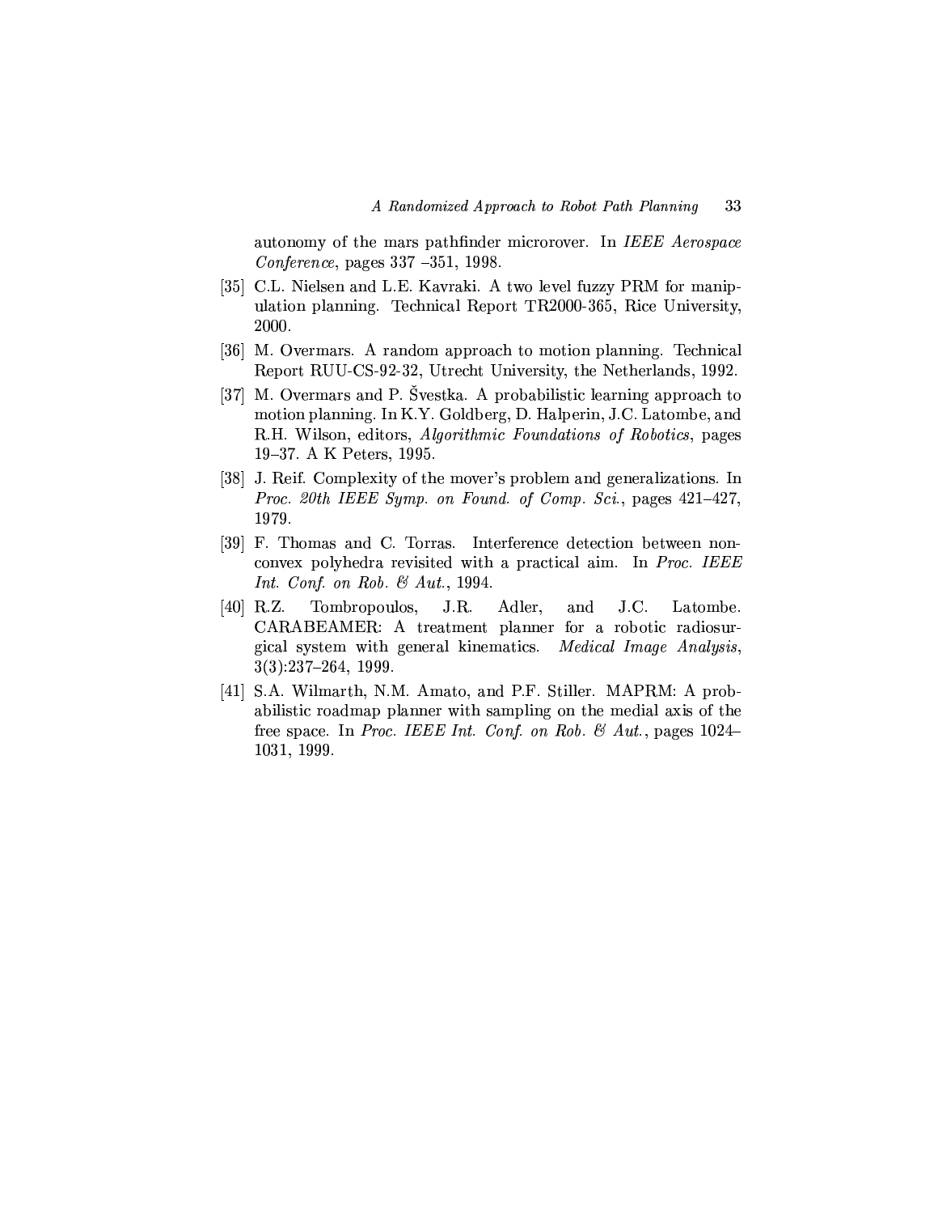autonomy of the mars pathfinder microrover. In *IEEE Aerospace Conference*, pages 337 –351, 1998.

[35] C.L. Nielsen and L.E. Kavraki. A two level fuzzy PRM for manipulation planning. Technical Report TR2000-365, Rice University, 2000.

[36] M. Overmars. A random approach to motion planning. Technical Report RUU-CS-92-32, Utrecht University, the Netherlands, 1992.

[37] M. Overmars and P. Švestka. A probabilistic learning approach to motion planning. In K.Y. Goldberg, D. Halperin, J.C. Latombe, and R.H. Wilson, editors, *Algorithmic Foundations of Robotics*, pages 19–37. A K Peters, 1995.

[38] J. Reif. Complexity of the mover's problem and generalizations. In *Proc. 20th IEEE Symp. on Found. of Comp. Sci.*, pages 421–427, 1979.

[39] F. Thomas and C. Torras. Interference detection between non-convex polyhedra revisited with a practical aim. In *Proc. IEEE Int. Conf. on Rob. & Aut.*, 1994.

[40] R.Z. Tombropoulos, J.R. Adler, and J.C. Latombe. CARABEAMER: A treatment planner for a robotic radiosurgical system with general kinematics. *Medical Image Analysis*, 3(3):237–264, 1999.

[41] S.A. Wilmarth, N.M. Amato, and P.F. Stiller. MAPRM: A probabilistic roadmap planner with sampling on the medial axis of the free space. In *Proc. IEEE Int. Conf. on Rob. & Aut.*, pages 1024–1031, 1999.